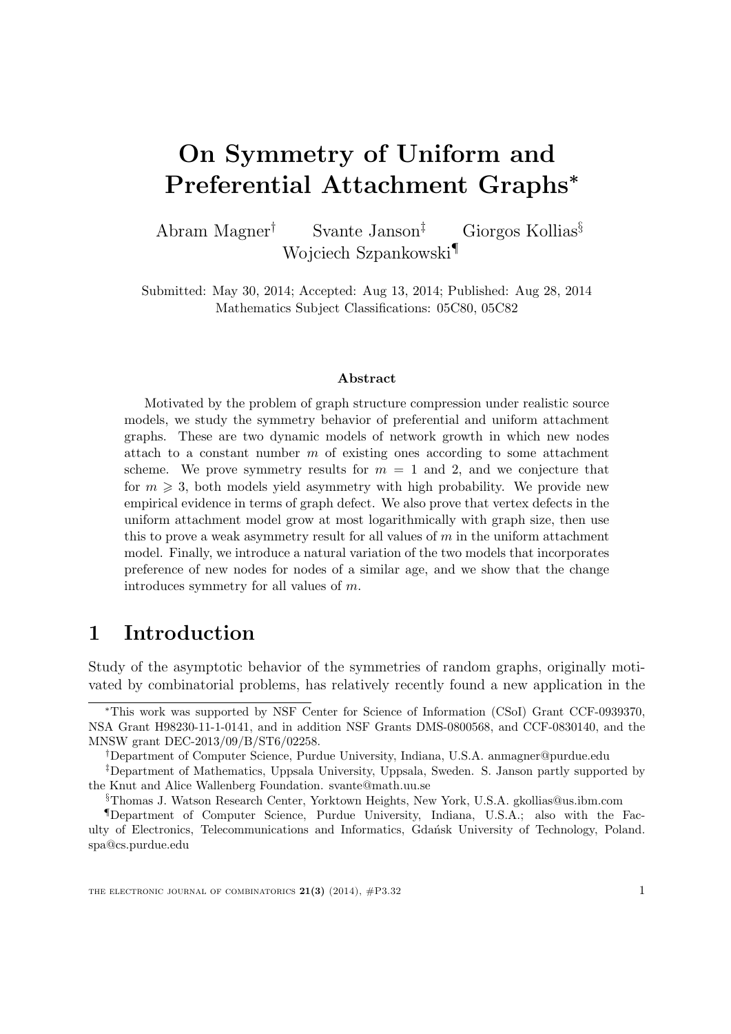# On Symmetry of Uniform and Preferential Attachment Graphs*

Abram Magner[†] Svante Janson[‡] Giorgos Kollias[§] Wojciech Szpankowski[¶]

Submitted: May 30, 2014; Accepted: Aug 13, 2014; Published: Aug 28, 2014
Mathematics Subject Classifications: 05C80, 05C82

**Abstract**

Motivated by the problem of graph structure compression under realistic source models, we study the symmetry behavior of preferential and uniform attachment graphs. These are two dynamic models of network growth in which new nodes attach to a constant number $m$ of existing ones according to some attachment scheme. We prove symmetry results for $m = 1$ and 2, and we conjecture that for $m \geqslant 3$, both models yield asymmetry with high probability. We provide new empirical evidence in terms of graph defect. We also prove that vertex defects in the uniform attachment model grow at most logarithmically with graph size, then use this to prove a weak asymmetry result for all values of $m$ in the uniform attachment model. Finally, we introduce a natural variation of the two models that incorporates preference of new nodes for nodes of a similar age, and we show that the change introduces symmetry for all values of $m$.

## 1 Introduction

Study of the asymptotic behavior of the symmetries of random graphs, originally motivated by combinatorial problems, has relatively recently found a new application in the

---

*This work was supported by NSF Center for Science of Information (CSoI) Grant CCF-0939370, NSA Grant H98230-11-1-0141, and in addition NSF Grants DMS-0800568, and CCF-0830140, and the MNSW grant DEC-2013/09/B/ST6/02258.

[†]Department of Computer Science, Purdue University, Indiana, U.S.A. anmagner@purdue.edu

[‡]Department of Mathematics, Uppsala University, Uppsala, Sweden. S. Janson partly supported by the Knut and Alice Wallenberg Foundation. svante@math.uu.se

[§]Thomas J. Watson Research Center, Yorktown Heights, New York, U.S.A. gkollias@us.ibm.com

[¶]Department of Computer Science, Purdue University, Indiana, U.S.A.; also with the Faculty of Electronics, Telecommunications and Informatics, Gdańsk University of Technology, Poland. spa@cs.purdue.edu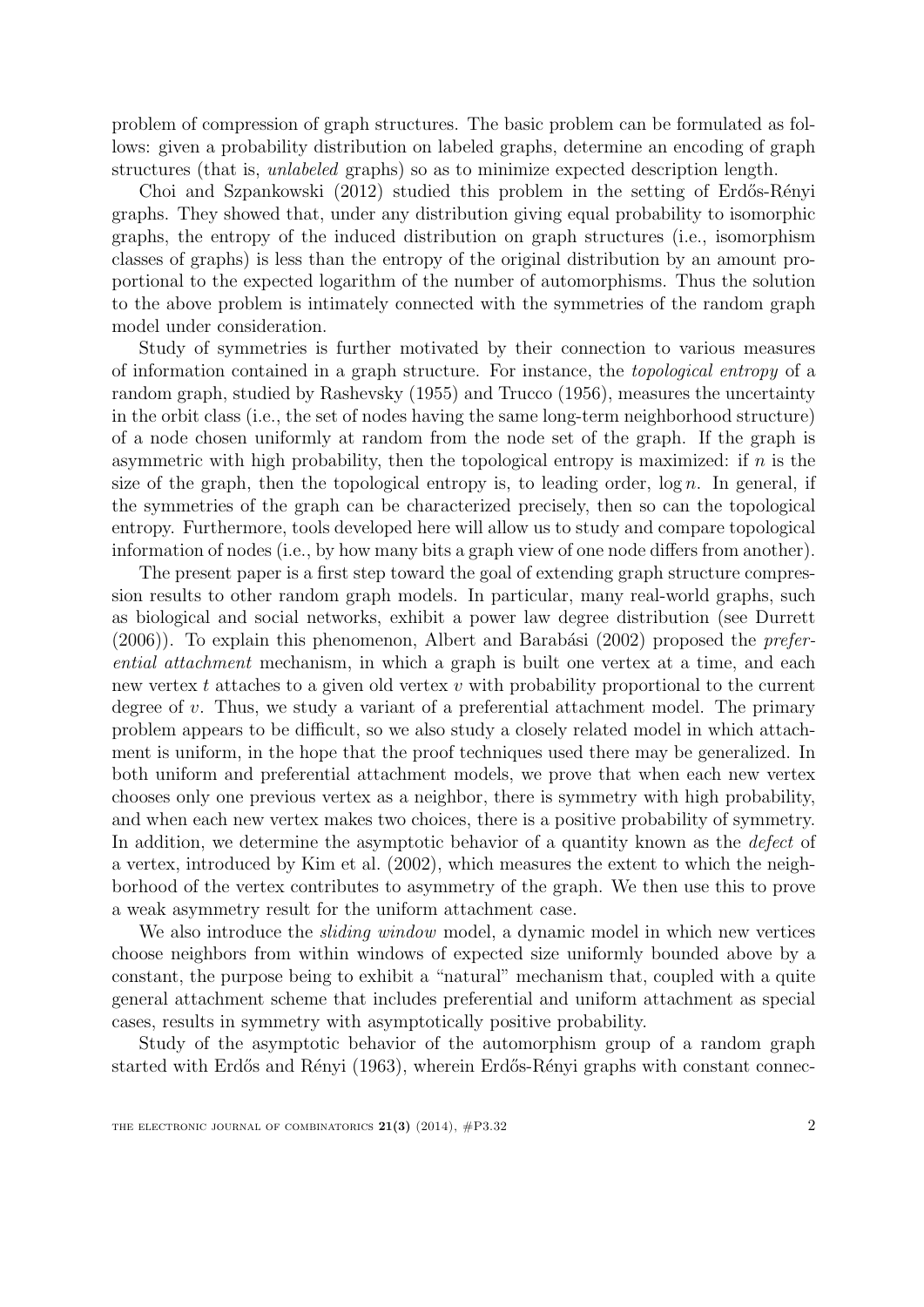problem of compression of graph structures. The basic problem can be formulated as follows: given a probability distribution on labeled graphs, determine an encoding of graph structures (that is, *unlabeled* graphs) so as to minimize expected description length.

Choi and Szpankowski (2012) studied this problem in the setting of Erdős-Rényi graphs. They showed that, under any distribution giving equal probability to isomorphic graphs, the entropy of the induced distribution on graph structures (i.e., isomorphism classes of graphs) is less than the entropy of the original distribution by an amount proportional to the expected logarithm of the number of automorphisms. Thus the solution to the above problem is intimately connected with the symmetries of the random graph model under consideration.

Study of symmetries is further motivated by their connection to various measures of information contained in a graph structure. For instance, the *topological entropy* of a random graph, studied by Rashevsky (1955) and Trucco (1956), measures the uncertainty in the orbit class (i.e., the set of nodes having the same long-term neighborhood structure) of a node chosen uniformly at random from the node set of the graph. If the graph is asymmetric with high probability, then the topological entropy is maximized: if $n$ is the size of the graph, then the topological entropy is, to leading order, $\log n$. In general, if the symmetries of the graph can be characterized precisely, then so can the topological entropy. Furthermore, tools developed here will allow us to study and compare topological information of nodes (i.e., by how many bits a graph view of one node differs from another).

The present paper is a first step toward the goal of extending graph structure compression results to other random graph models. In particular, many real-world graphs, such as biological and social networks, exhibit a power law degree distribution (see Durrett (2006)). To explain this phenomenon, Albert and Barabási (2002) proposed the *preferential attachment* mechanism, in which a graph is built one vertex at a time, and each new vertex $t$ attaches to a given old vertex $v$ with probability proportional to the current degree of $v$. Thus, we study a variant of a preferential attachment model. The primary problem appears to be difficult, so we also study a closely related model in which attachment is uniform, in the hope that the proof techniques used there may be generalized. In both uniform and preferential attachment models, we prove that when each new vertex chooses only one previous vertex as a neighbor, there is symmetry with high probability, and when each new vertex makes two choices, there is a positive probability of symmetry. In addition, we determine the asymptotic behavior of a quantity known as the *defect* of a vertex, introduced by Kim et al. (2002), which measures the extent to which the neighborhood of the vertex contributes to asymmetry of the graph. We then use this to prove a weak asymmetry result for the uniform attachment case.

We also introduce the *sliding window* model, a dynamic model in which new vertices choose neighbors from within windows of expected size uniformly bounded above by a constant, the purpose being to exhibit a "natural" mechanism that, coupled with a quite general attachment scheme that includes preferential and uniform attachment as special cases, results in symmetry with asymptotically positive probability.

Study of the asymptotic behavior of the automorphism group of a random graph started with Erdős and Rényi (1963), wherein Erdős-Rényi graphs with constant connec-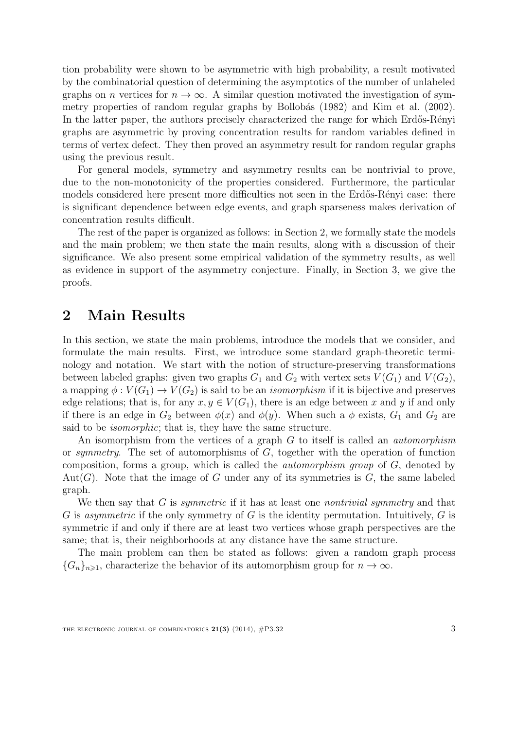tion probability were shown to be asymmetric with high probability, a result motivated by the combinatorial question of determining the asymptotics of the number of unlabeled graphs on $n$ vertices for $n \to \infty$. A similar question motivated the investigation of symmetry properties of random regular graphs by Bollobás (1982) and Kim et al. (2002). In the latter paper, the authors precisely characterized the range for which Erdős-Rényi graphs are asymmetric by proving concentration results for random variables defined in terms of vertex defect. They then proved an asymmetry result for random regular graphs using the previous result.

For general models, symmetry and asymmetry results can be nontrivial to prove, due to the non-monotonicity of the properties considered. Furthermore, the particular models considered here present more difficulties not seen in the Erdős-Rényi case: there is significant dependence between edge events, and graph sparseness makes derivation of concentration results difficult.

The rest of the paper is organized as follows: in Section 2, we formally state the models and the main problem; we then state the main results, along with a discussion of their significance. We also present some empirical validation of the symmetry results, as well as evidence in support of the asymmetry conjecture. Finally, in Section 3, we give the proofs.

# 2 Main Results

In this section, we state the main problems, introduce the models that we consider, and formulate the main results. First, we introduce some standard graph-theoretic terminology and notation. We start with the notion of structure-preserving transformations between labeled graphs: given two graphs $G_1$ and $G_2$ with vertex sets $V(G_1)$ and $V(G_2)$, a mapping $\phi : V(G_1) \to V(G_2)$ is said to be an *isomorphism* if it is bijective and preserves edge relations; that is, for any $x, y \in V(G_1)$, there is an edge between $x$ and $y$ if and only if there is an edge in $G_2$ between $\phi(x)$ and $\phi(y)$. When such a $\phi$ exists, $G_1$ and $G_2$ are said to be *isomorphic*; that is, they have the same structure.

An isomorphism from the vertices of a graph $G$ to itself is called an *automorphism* or *symmetry*. The set of automorphisms of $G$, together with the operation of function composition, forms a group, which is called the *automorphism group* of $G$, denoted by $\mathrm{Aut}(G)$. Note that the image of $G$ under any of its symmetries is $G$, the same labeled graph.

We then say that $G$ is *symmetric* if it has at least one *nontrivial symmetry* and that $G$ is *asymmetric* if the only symmetry of $G$ is the identity permutation. Intuitively, $G$ is symmetric if and only if there are at least two vertices whose graph perspectives are the same; that is, their neighborhoods at any distance have the same structure.

The main problem can then be stated as follows: given a random graph process $\{G_n\}_{n\geqslant 1}$, characterize the behavior of its automorphism group for $n \to \infty$.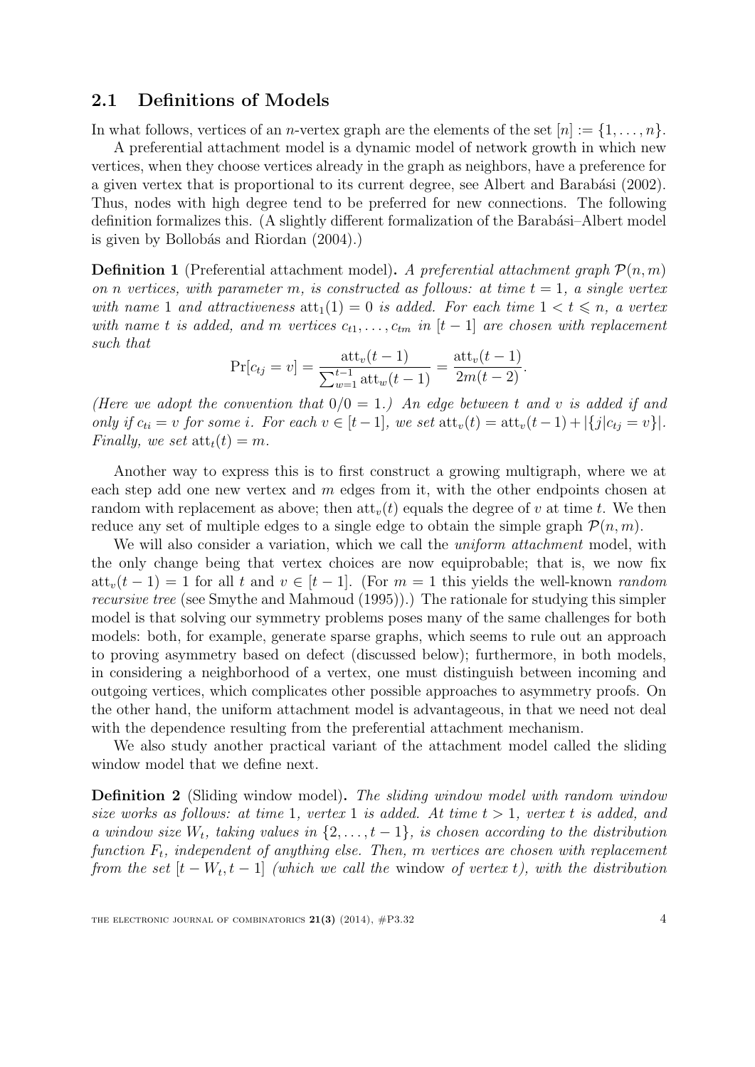## 2.1 Definitions of Models

In what follows, vertices of an $n$-vertex graph are the elements of the set $[n] := \{1, \dots, n\}$.

A preferential attachment model is a dynamic model of network growth in which new vertices, when they choose vertices already in the graph as neighbors, have a preference for a given vertex that is proportional to its current degree, see Albert and Barabási (2002). Thus, nodes with high degree tend to be preferred for new connections. The following definition formalizes this. (A slightly different formalization of the Barabási–Albert model is given by Bollobás and Riordan (2004).)

**Definition 1** (Preferential attachment model)**.** *A preferential attachment graph $\mathcal{P}(n, m)$ on $n$ vertices, with parameter $m$, is constructed as follows: at time $t = 1$, a single vertex with name 1 and attractiveness $\mathrm{att}_1(1) = 0$ is added. For each time $1 < t \leqslant n$, a vertex with name $t$ is added, and $m$ vertices $c_{t1}, \dots, c_{tm}$ in $[t-1]$ are chosen with replacement such that*

$$\Pr[c_{tj} = v] = \frac{\mathrm{att}_v(t-1)}{\sum_{w=1}^{t-1} \mathrm{att}_w(t-1)} = \frac{\mathrm{att}_v(t-1)}{2m(t-2)}.$$

*(Here we adopt the convention that $0/0 = 1$.) An edge between $t$ and $v$ is added if and only if $c_{ti} = v$ for some $i$. For each $v \in [t-1]$, we set $\mathrm{att}_v(t) = \mathrm{att}_v(t-1) + |\{j | c_{tj} = v\}|$. Finally, we set $\mathrm{att}_t(t) = m$.*

Another way to express this is to first construct a growing multigraph, where we at each step add one new vertex and $m$ edges from it, with the other endpoints chosen at random with replacement as above; then $\mathrm{att}_v(t)$ equals the degree of $v$ at time $t$. We then reduce any set of multiple edges to a single edge to obtain the simple graph $\mathcal{P}(n, m)$.

We will also consider a variation, which we call the *uniform attachment* model, with the only change being that vertex choices are now equiprobable; that is, we now fix $\mathrm{att}_v(t-1) = 1$ for all $t$ and $v \in [t-1]$. (For $m = 1$ this yields the well-known *random recursive tree* (see Smythe and Mahmoud (1995)).) The rationale for studying this simpler model is that solving our symmetry problems poses many of the same challenges for both models: both, for example, generate sparse graphs, which seems to rule out an approach to proving asymmetry based on defect (discussed below); furthermore, in both models, in considering a neighborhood of a vertex, one must distinguish between incoming and outgoing vertices, which complicates other possible approaches to asymmetry proofs. On the other hand, the uniform attachment model is advantageous, in that we need not deal with the dependence resulting from the preferential attachment mechanism.

We also study another practical variant of the attachment model called the sliding window model that we define next.

**Definition 2** (Sliding window model)**.** *The sliding window model with random window size works as follows: at time 1, vertex 1 is added. At time $t > 1$, vertex $t$ is added, and a window size $W_t$, taking values in $\{2, \dots, t-1\}$, is chosen according to the distribution function $F_t$, independent of anything else. Then, $m$ vertices are chosen with replacement from the set $[t - W_t, t-1]$ (which we call the* window *of vertex $t$), with the distribution*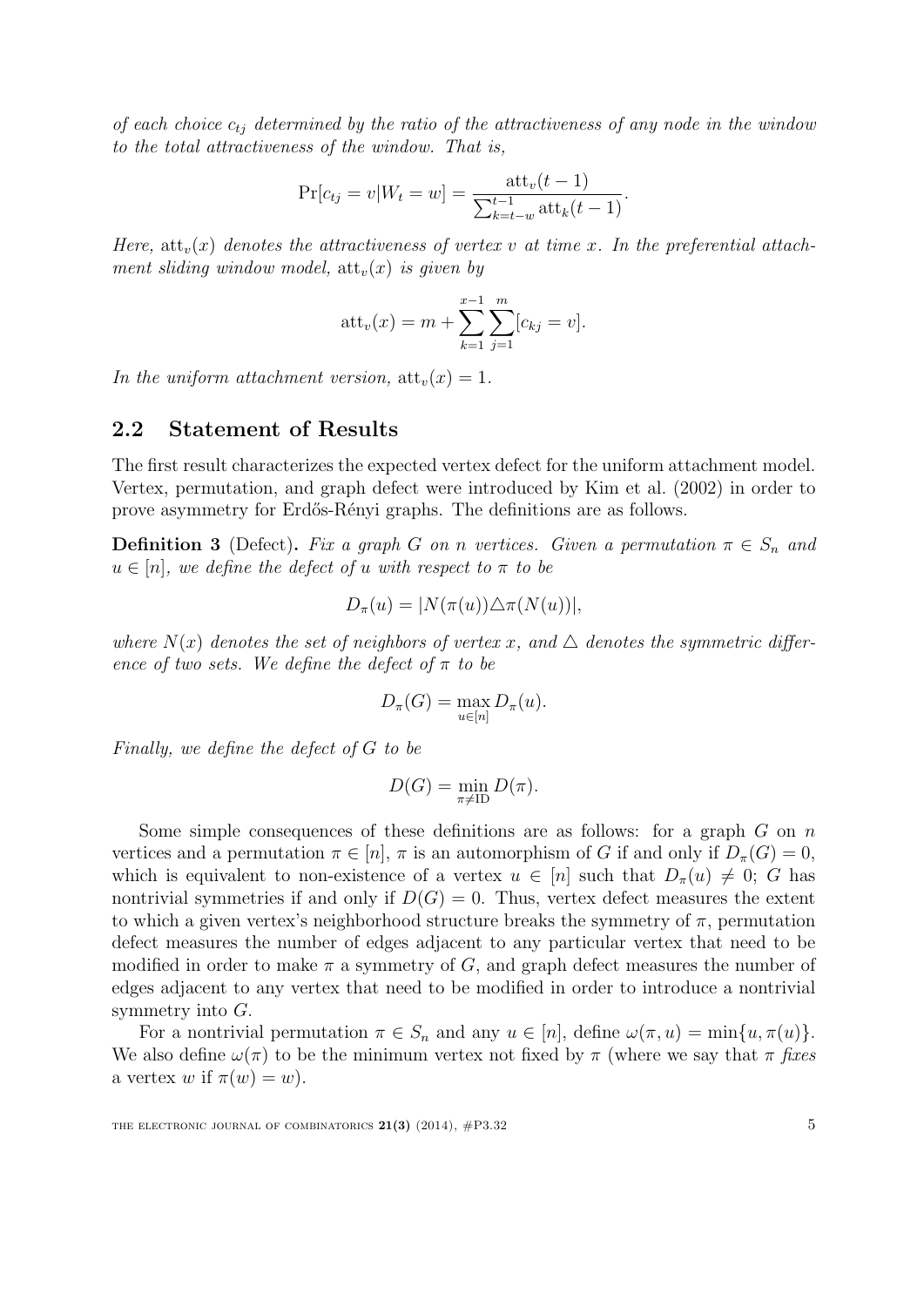*of each choice $c_{tj}$ determined by the ratio of the attractiveness of any node in the window to the total attractiveness of the window. That is,*

$$\Pr[c_{tj} = v | W_t = w] = \frac{\text{att}_v(t-1)}{\sum_{k=t-w}^{t-1} \text{att}_k(t-1)}.$$

*Here, $\text{att}_v(x)$ denotes the attractiveness of vertex $v$ at time $x$. In the preferential attachment sliding window model, $\text{att}_v(x)$ is given by*

$$\text{att}_v(x) = m + \sum_{k=1}^{x-1} \sum_{j=1}^{m} [c_{kj} = v].$$

*In the uniform attachment version, $\text{att}_v(x) = 1$.*

## 2.2 Statement of Results

The first result characterizes the expected vertex defect for the uniform attachment model. Vertex, permutation, and graph defect were introduced by Kim et al. (2002) in order to prove asymmetry for Erdős-Rényi graphs. The definitions are as follows.

**Definition 3** (Defect)**.** *Fix a graph $G$ on $n$ vertices. Given a permutation $\pi \in S_n$ and $u \in [n]$, we define the defect of $u$ with respect to $\pi$ to be*

$$D_\pi(u) = |N(\pi(u)) \triangle \pi(N(u))|,$$

*where $N(x)$ denotes the set of neighbors of vertex $x$, and $\triangle$ denotes the symmetric difference of two sets. We define the defect of $\pi$ to be*

$$D_\pi(G) = \max_{u \in [n]} D_\pi(u).$$

*Finally, we define the defect of $G$ to be*

$$D(G) = \min_{\pi \neq \text{ID}} D(\pi).$$

Some simple consequences of these definitions are as follows: for a graph $G$ on $n$ vertices and a permutation $\pi \in [n]$, $\pi$ is an automorphism of $G$ if and only if $D_\pi(G) = 0$, which is equivalent to non-existence of a vertex $u \in [n]$ such that $D_\pi(u) \neq 0$; $G$ has nontrivial symmetries if and only if $D(G) = 0$. Thus, vertex defect measures the extent to which a given vertex's neighborhood structure breaks the symmetry of $\pi$, permutation defect measures the number of edges adjacent to any particular vertex that need to be modified in order to make $\pi$ a symmetry of $G$, and graph defect measures the number of edges adjacent to any vertex that need to be modified in order to introduce a nontrivial symmetry into $G$.

For a nontrivial permutation $\pi \in S_n$ and any $u \in [n]$, define $\omega(\pi, u) = \min\{u, \pi(u)\}$. We also define $\omega(\pi)$ to be the minimum vertex not fixed by $\pi$ (where we say that $\pi$ *fixes* a vertex $w$ if $\pi(w) = w$).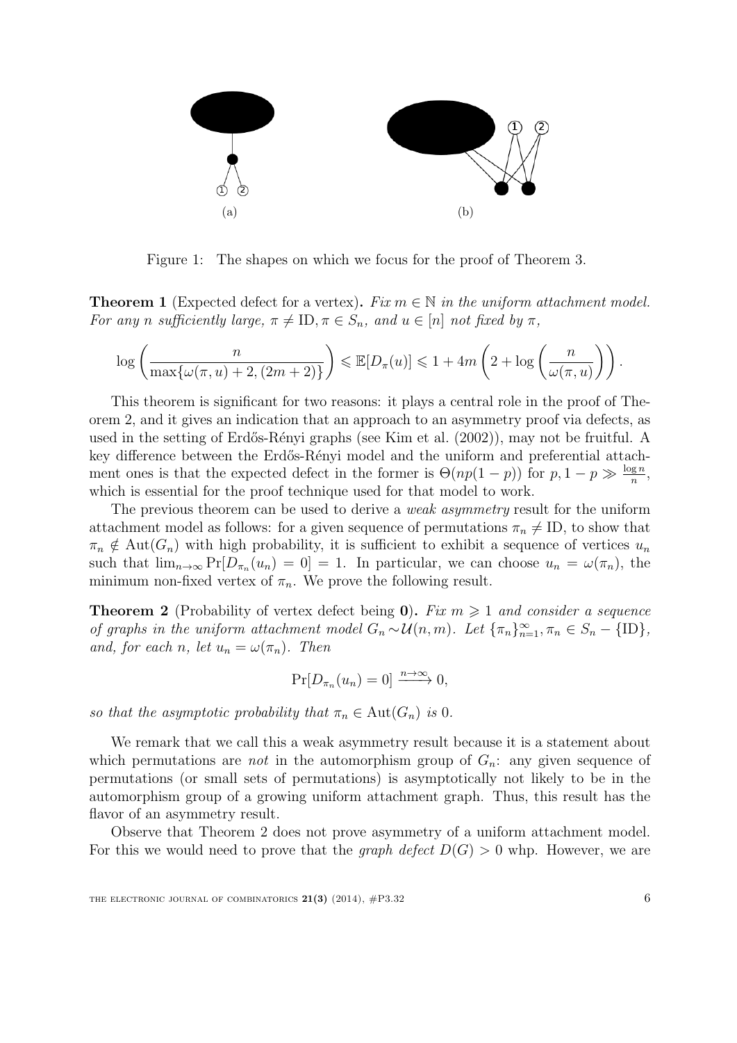(a) (b)

Figure 1: The shapes on which we focus for the proof of Theorem 3.

**Theorem 1** (Expected defect for a vertex)**.** *Fix $m \in \mathbb{N}$ in the uniform attachment model. For any $n$ sufficiently large, $\pi \neq \mathrm{ID}, \pi \in S_n$, and $u \in [n]$ not fixed by $\pi$,*

$$\log\left(\frac{n}{\max\{\omega(\pi,u)+2,(2m+2)\}}\right) \leqslant \mathbb{E}[D_\pi(u)] \leqslant 1 + 4m\left(2 + \log\left(\frac{n}{\omega(\pi,u)}\right)\right).$$

This theorem is significant for two reasons: it plays a central role in the proof of Theorem 2, and it gives an indication that an approach to an asymmetry proof via defects, as used in the setting of Erdős-Rényi graphs (see Kim et al. (2002)), may not be fruitful. A key difference between the Erdős-Rényi model and the uniform and preferential attachment ones is that the expected defect in the former is $\Theta(np(1-p))$ for $p, 1-p \gg \frac{\log n}{n}$, which is essential for the proof technique used for that model to work.

The previous theorem can be used to derive a *weak asymmetry* result for the uniform attachment model as follows: for a given sequence of permutations $\pi_n \neq \mathrm{ID}$, to show that $\pi_n \notin \mathrm{Aut}(G_n)$ with high probability, it is sufficient to exhibit a sequence of vertices $u_n$ such that $\lim_{n\to\infty} \Pr[D_{\pi_n}(u_n) = 0] = 1$. In particular, we can choose $u_n = \omega(\pi_n)$, the minimum non-fixed vertex of $\pi_n$. We prove the following result.

**Theorem 2** (Probability of vertex defect being **0**)**.** *Fix $m \geqslant 1$ and consider a sequence of graphs in the uniform attachment model $G_n \sim \mathcal{U}(n,m)$. Let $\{\pi_n\}_{n=1}^{\infty}, \pi_n \in S_n - \{\mathrm{ID}\}$, and, for each $n$, let $u_n = \omega(\pi_n)$. Then*

$$\Pr[D_{\pi_n}(u_n) = 0] \xrightarrow{n\to\infty} 0,$$

*so that the asymptotic probability that $\pi_n \in \mathrm{Aut}(G_n)$ is 0.*

We remark that we call this a weak asymmetry result because it is a statement about which permutations are *not* in the automorphism group of $G_n$: any given sequence of permutations (or small sets of permutations) is asymptotically not likely to be in the automorphism group of a growing uniform attachment graph. Thus, this result has the flavor of an asymmetry result.

Observe that Theorem 2 does not prove asymmetry of a uniform attachment model. For this we would need to prove that the *graph defect* $D(G) > 0$ whp. However, we are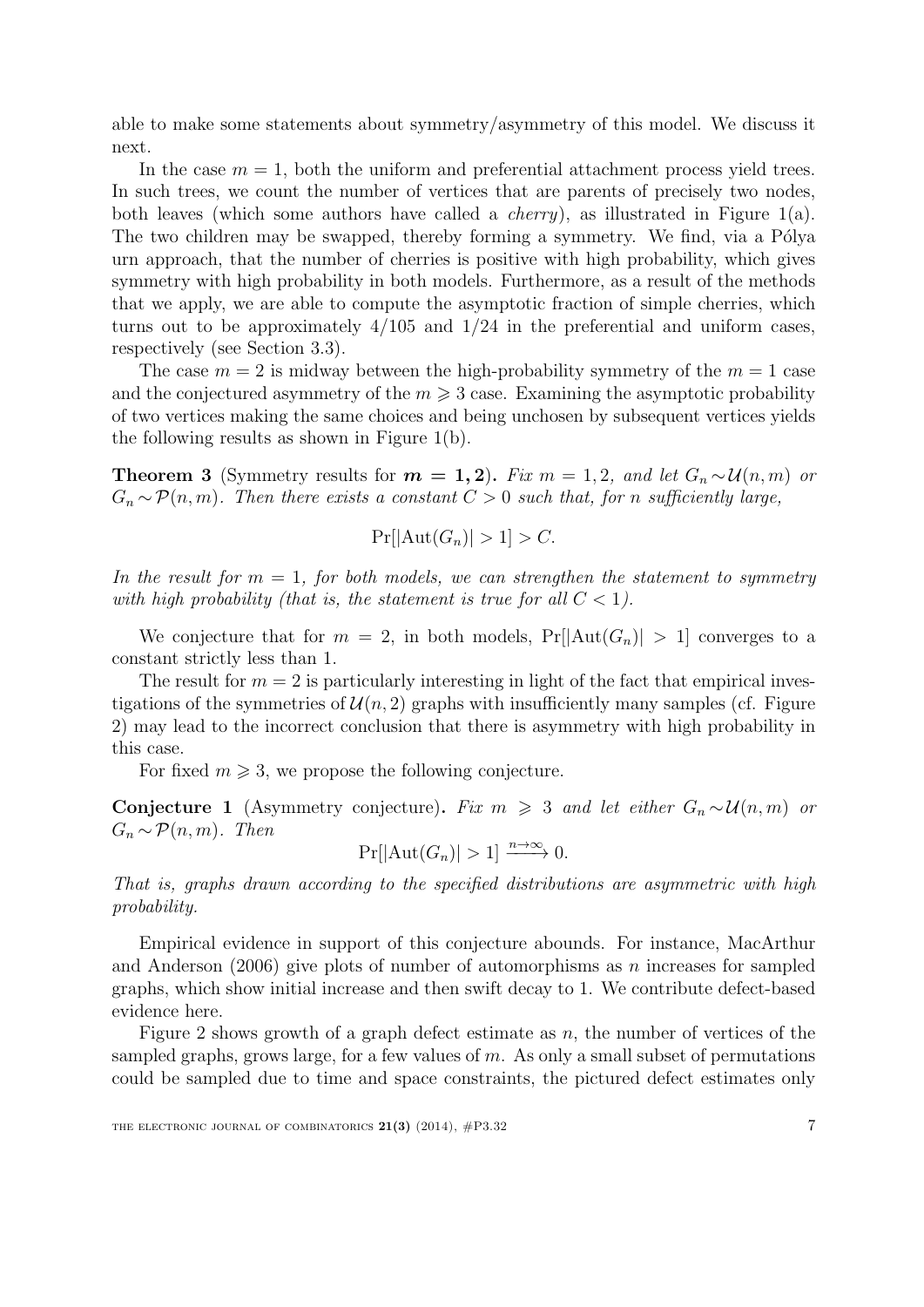able to make some statements about symmetry/asymmetry of this model. We discuss it next.

In the case $m = 1$, both the uniform and preferential attachment process yield trees. In such trees, we count the number of vertices that are parents of precisely two nodes, both leaves (which some authors have called a *cherry*), as illustrated in Figure 1(a). The two children may be swapped, thereby forming a symmetry. We find, via a Pólya urn approach, that the number of cherries is positive with high probability, which gives symmetry with high probability in both models. Furthermore, as a result of the methods that we apply, we are able to compute the asymptotic fraction of simple cherries, which turns out to be approximately $4/105$ and $1/24$ in the preferential and uniform cases, respectively (see Section 3.3).

The case $m = 2$ is midway between the high-probability symmetry of the $m = 1$ case and the conjectured asymmetry of the $m \geqslant 3$ case. Examining the asymptotic probability of two vertices making the same choices and being unchosen by subsequent vertices yields the following results as shown in Figure 1(b).

**Theorem 3** (Symmetry results for $\boldsymbol{m = 1, 2}$)**.** *Fix $m = 1, 2$, and let $G_n \sim \mathcal{U}(n, m)$ or $G_n \sim \mathcal{P}(n, m)$. Then there exists a constant $C > 0$ such that, for $n$ sufficiently large,*

$$\Pr[|\mathrm{Aut}(G_n)| > 1] > C.$$

*In the result for $m = 1$, for both models, we can strengthen the statement to symmetry with high probability (that is, the statement is true for all $C < 1$).*

We conjecture that for $m = 2$, in both models, $\Pr[|\mathrm{Aut}(G_n)| > 1]$ converges to a constant strictly less than 1.

The result for $m = 2$ is particularly interesting in light of the fact that empirical investigations of the symmetries of $\mathcal{U}(n, 2)$ graphs with insufficiently many samples (cf. Figure 2) may lead to the incorrect conclusion that there is asymmetry with high probability in this case.

For fixed $m \geqslant 3$, we propose the following conjecture.

**Conjecture 1** (Asymmetry conjecture)**.** *Fix $m \geqslant 3$ and let either $G_n \sim \mathcal{U}(n, m)$ or $G_n \sim \mathcal{P}(n, m)$. Then*

$$\Pr[|\mathrm{Aut}(G_n)| > 1] \xrightarrow{n \to \infty} 0.$$

*That is, graphs drawn according to the specified distributions are asymmetric with high probability.*

Empirical evidence in support of this conjecture abounds. For instance, MacArthur and Anderson (2006) give plots of number of automorphisms as $n$ increases for sampled graphs, which show initial increase and then swift decay to 1. We contribute defect-based evidence here.

Figure 2 shows growth of a graph defect estimate as $n$, the number of vertices of the sampled graphs, grows large, for a few values of $m$. As only a small subset of permutations could be sampled due to time and space constraints, the pictured defect estimates only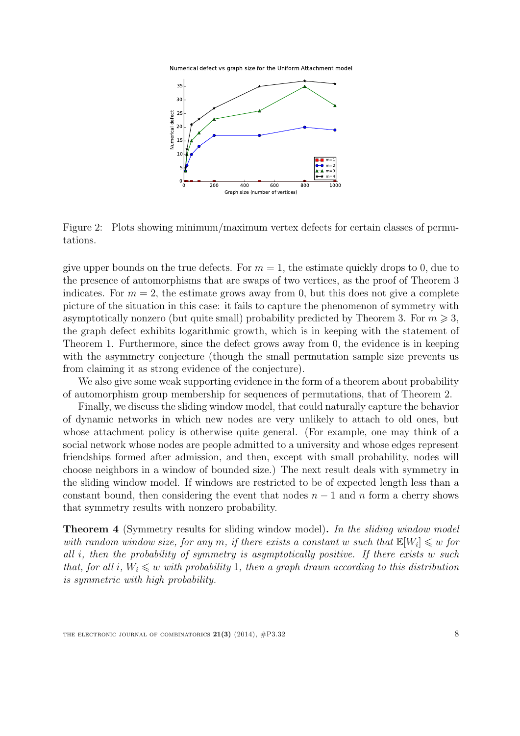Figure 2: Plots showing minimum/maximum vertex defects for certain classes of permutations.

give upper bounds on the true defects. For $m = 1$, the estimate quickly drops to 0, due to the presence of automorphisms that are swaps of two vertices, as the proof of Theorem 3 indicates. For $m = 2$, the estimate grows away from 0, but this does not give a complete picture of the situation in this case: it fails to capture the phenomenon of symmetry with asymptotically nonzero (but quite small) probability predicted by Theorem 3. For $m \geqslant 3$, the graph defect exhibits logarithmic growth, which is in keeping with the statement of Theorem 1. Furthermore, since the defect grows away from 0, the evidence is in keeping with the asymmetry conjecture (though the small permutation sample size prevents us from claiming it as strong evidence of the conjecture).

We also give some weak supporting evidence in the form of a theorem about probability of automorphism group membership for sequences of permutations, that of Theorem 2.

Finally, we discuss the sliding window model, that could naturally capture the behavior of dynamic networks in which new nodes are very unlikely to attach to old ones, but whose attachment policy is otherwise quite general. (For example, one may think of a social network whose nodes are people admitted to a university and whose edges represent friendships formed after admission, and then, except with small probability, nodes will choose neighbors in a window of bounded size.) The next result deals with symmetry in the sliding window model. If windows are restricted to be of expected length less than a constant bound, then considering the event that nodes $n-1$ and $n$ form a cherry shows that symmetry results with nonzero probability.

**Theorem 4** (Symmetry results for sliding window model)**.** *In the sliding window model with random window size, for any $m$, if there exists a constant $w$ such that $\mathbb{E}[W_i] \leqslant w$ for all $i$, then the probability of symmetry is asymptotically positive. If there exists $w$ such that, for all $i$, $W_i \leqslant w$ with probability 1, then a graph drawn according to this distribution is symmetric with high probability.*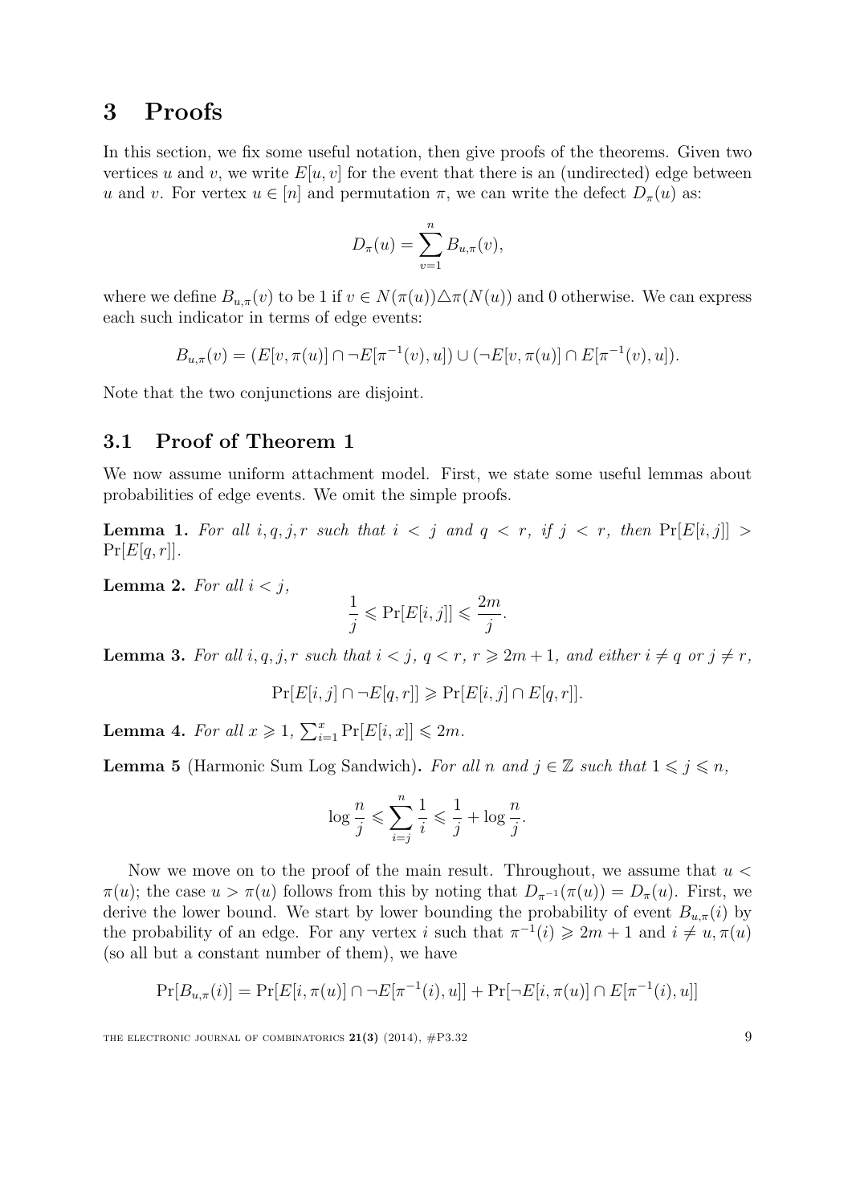# 3 Proofs

In this section, we fix some useful notation, then give proofs of the theorems. Given two vertices $u$ and $v$, we write $E[u, v]$ for the event that there is an (undirected) edge between $u$ and $v$. For vertex $u \in [n]$ and permutation $\pi$, we can write the defect $D_\pi(u)$ as:

$$D_\pi(u) = \sum_{v=1}^{n} B_{u,\pi}(v),$$

where we define $B_{u,\pi}(v)$ to be 1 if $v \in N(\pi(u)) \triangle \pi(N(u))$ and 0 otherwise. We can express each such indicator in terms of edge events:

$$B_{u,\pi}(v) = (E[v, \pi(u)] \cap \neg E[\pi^{-1}(v), u]) \cup (\neg E[v, \pi(u)] \cap E[\pi^{-1}(v), u]).$$

Note that the two conjunctions are disjoint.

## 3.1 Proof of Theorem 1

We now assume uniform attachment model. First, we state some useful lemmas about probabilities of edge events. We omit the simple proofs.

**Lemma 1.** *For all $i, q, j, r$ such that $i < j$ and $q < r$, if $j < r$, then $\Pr[E[i, j]] > \Pr[E[q, r]]$.*

**Lemma 2.** *For all $i < j$,*

$$\frac{1}{j} \leqslant \Pr[E[i, j]] \leqslant \frac{2m}{j}.$$

**Lemma 3.** *For all $i, q, j, r$ such that $i < j$, $q < r$, $r \geqslant 2m + 1$, and either $i \neq q$ or $j \neq r$,*

$$\Pr[E[i, j] \cap \neg E[q, r]] \geqslant \Pr[E[i, j] \cap E[q, r]].$$

**Lemma 4.** *For all $x \geqslant 1$, $\sum_{i=1}^{x} \Pr[E[i, x]] \leqslant 2m$.*

**Lemma 5** (Harmonic Sum Log Sandwich)**.** *For all $n$ and $j \in \mathbb{Z}$ such that $1 \leqslant j \leqslant n$,*

$$\log \frac{n}{j} \leqslant \sum_{i=j}^{n} \frac{1}{i} \leqslant \frac{1}{j} + \log \frac{n}{j}.$$

Now we move on to the proof of the main result. Throughout, we assume that $u < \pi(u)$; the case $u > \pi(u)$ follows from this by noting that $D_{\pi^{-1}}(\pi(u)) = D_\pi(u)$. First, we derive the lower bound. We start by lower bounding the probability of event $B_{u,\pi}(i)$ by the probability of an edge. For any vertex $i$ such that $\pi^{-1}(i) \geqslant 2m + 1$ and $i \neq u, \pi(u)$ (so all but a constant number of them), we have

$$\Pr[B_{u,\pi}(i)] = \Pr[E[i, \pi(u)] \cap \neg E[\pi^{-1}(i), u]] + \Pr[\neg E[i, \pi(u)] \cap E[\pi^{-1}(i), u]]$$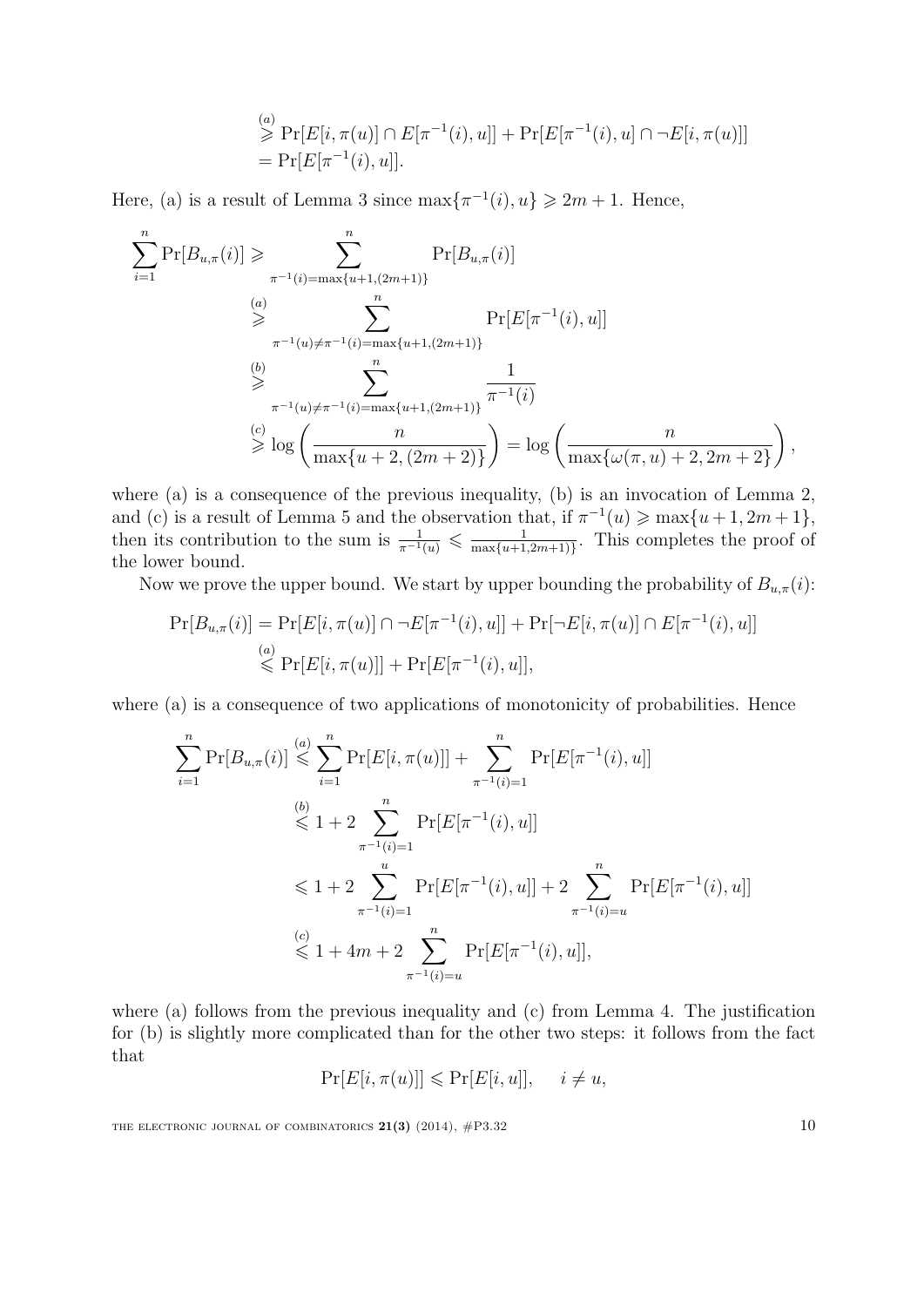$$
\begin{aligned}
&\overset{(a)}{\geqslant} \Pr[E[i,\pi(u)] \cap E[\pi^{-1}(i),u]] + \Pr[E[\pi^{-1}(i),u] \cap \neg E[i,\pi(u)]] \\
&= \Pr[E[\pi^{-1}(i),u]].
\end{aligned}
$$

Here, (a) is a result of Lemma 3 since $\max\{\pi^{-1}(i),u\} \geqslant 2m+1$. Hence,

$$
\begin{aligned}
\sum_{i=1}^{n} \Pr[B_{u,\pi}(i)] &\geqslant \sum_{\pi^{-1}(i)=\max\{u+1,(2m+1)\}}^{n} \Pr[B_{u,\pi}(i)] \\
&\overset{(a)}{\geqslant} \sum_{\pi^{-1}(u)\neq\pi^{-1}(i)=\max\{u+1,(2m+1)\}}^{n} \Pr[E[\pi^{-1}(i),u]] \\
&\overset{(b)}{\geqslant} \sum_{\pi^{-1}(u)\neq\pi^{-1}(i)=\max\{u+1,(2m+1)\}}^{n} \frac{1}{\pi^{-1}(i)} \\
&\overset{(c)}{\geqslant} \log\left(\frac{n}{\max\{u+2,(2m+2)\}}\right) = \log\left(\frac{n}{\max\{\omega(\pi,u)+2,2m+2\}}\right),
\end{aligned}
$$

where (a) is a consequence of the previous inequality, (b) is an invocation of Lemma 2, and (c) is a result of Lemma 5 and the observation that, if $\pi^{-1}(u) \geqslant \max\{u+1,2m+1\}$, then its contribution to the sum is $\frac{1}{\pi^{-1}(u)} \leqslant \frac{1}{\max\{u+1,2m+1\}}$. This completes the proof of the lower bound.

Now we prove the upper bound. We start by upper bounding the probability of $B_{u,\pi}(i)$:

$$
\begin{aligned}
\Pr[B_{u,\pi}(i)] &= \Pr[E[i,\pi(u)] \cap \neg E[\pi^{-1}(i),u]] + \Pr[\neg E[i,\pi(u)] \cap E[\pi^{-1}(i),u]] \\
&\overset{(a)}{\leqslant} \Pr[E[i,\pi(u)]] + \Pr[E[\pi^{-1}(i),u]],
\end{aligned}
$$

where (a) is a consequence of two applications of monotonicity of probabilities. Hence

$$
\begin{aligned}
\sum_{i=1}^{n} \Pr[B_{u,\pi}(i)] &\overset{(a)}{\leqslant} \sum_{i=1}^{n} \Pr[E[i,\pi(u)]] + \sum_{\pi^{-1}(i)=1}^{n} \Pr[E[\pi^{-1}(i),u]] \\
&\overset{(b)}{\leqslant} 1 + 2\sum_{\pi^{-1}(i)=1}^{n} \Pr[E[\pi^{-1}(i),u]] \\
&\leqslant 1 + 2\sum_{\pi^{-1}(i)=1}^{u} \Pr[E[\pi^{-1}(i),u]] + 2\sum_{\pi^{-1}(i)=u}^{n} \Pr[E[\pi^{-1}(i),u]] \\
&\overset{(c)}{\leqslant} 1 + 4m + 2\sum_{\pi^{-1}(i)=u}^{n} \Pr[E[\pi^{-1}(i),u]],
\end{aligned}
$$

where (a) follows from the previous inequality and (c) from Lemma 4. The justification for (b) is slightly more complicated than for the other two steps: it follows from the fact that

$$
\Pr[E[i,\pi(u)]] \leqslant \Pr[E[i,u]], \quad i \neq u,
$$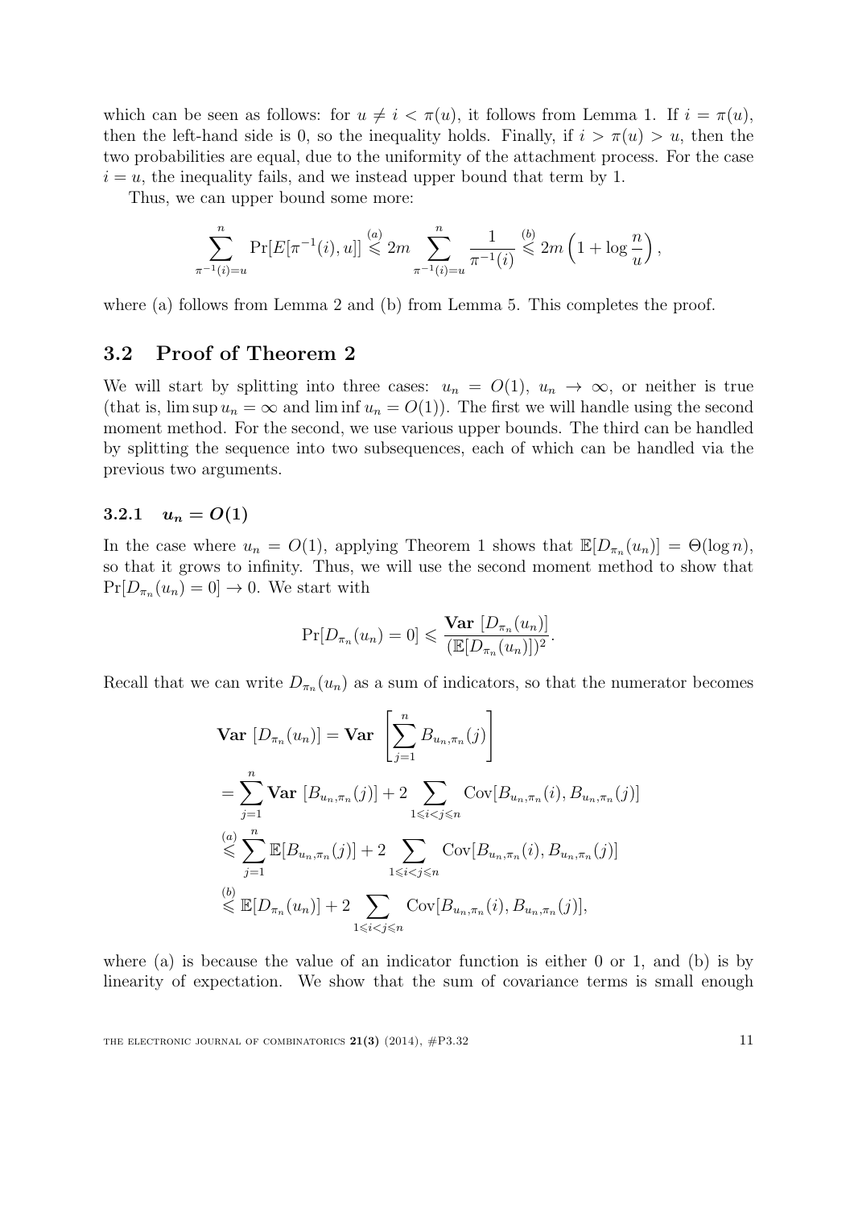which can be seen as follows: for $u \neq i < \pi(u)$, it follows from Lemma 1. If $i = \pi(u)$, then the left-hand side is 0, so the inequality holds. Finally, if $i > \pi(u) > u$, then the two probabilities are equal, due to the uniformity of the attachment process. For the case $i = u$, the inequality fails, and we instead upper bound that term by 1.

Thus, we can upper bound some more:

$$\sum_{\pi^{-1}(i)=u}^{n} \Pr[E[\pi^{-1}(i), u]] \overset{(a)}{\leqslant} 2m \sum_{\pi^{-1}(i)=u}^{n} \frac{1}{\pi^{-1}(i)} \overset{(b)}{\leqslant} 2m \left(1 + \log \frac{n}{u}\right),$$

where (a) follows from Lemma 2 and (b) from Lemma 5. This completes the proof.

## 3.2 Proof of Theorem 2

We will start by splitting into three cases: $u_n = O(1)$, $u_n \to \infty$, or neither is true (that is, $\limsup u_n = \infty$ and $\liminf u_n = O(1)$). The first we will handle using the second moment method. For the second, we use various upper bounds. The third can be handled by splitting the sequence into two subsequences, each of which can be handled via the previous two arguments.

### 3.2.1 $u_n = O(1)$

In the case where $u_n = O(1)$, applying Theorem 1 shows that $\mathbb{E}[D_{\pi_n}(u_n)] = \Theta(\log n)$, so that it grows to infinity. Thus, we will use the second moment method to show that $\Pr[D_{\pi_n}(u_n) = 0] \to 0$. We start with

$$\Pr[D_{\pi_n}(u_n) = 0] \leqslant \frac{\mathbf{Var}\ [D_{\pi_n}(u_n)]}{(\mathbb{E}[D_{\pi_n}(u_n)])^2}.$$

Recall that we can write $D_{\pi_n}(u_n)$ as a sum of indicators, so that the numerator becomes

$$\begin{aligned}
\mathbf{Var}\ [D_{\pi_n}(u_n)] &= \mathbf{Var}\ \left[\sum_{j=1}^{n} B_{u_n,\pi_n}(j)\right] \\
&= \sum_{j=1}^{n} \mathbf{Var}\ [B_{u_n,\pi_n}(j)] + 2 \sum_{1 \leqslant i < j \leqslant n} \mathrm{Cov}[B_{u_n,\pi_n}(i), B_{u_n,\pi_n}(j)] \\
&\overset{(a)}{\leqslant} \sum_{j=1}^{n} \mathbb{E}[B_{u_n,\pi_n}(j)] + 2 \sum_{1 \leqslant i < j \leqslant n} \mathrm{Cov}[B_{u_n,\pi_n}(i), B_{u_n,\pi_n}(j)] \\
&\overset{(b)}{\leqslant} \mathbb{E}[D_{\pi_n}(u_n)] + 2 \sum_{1 \leqslant i < j \leqslant n} \mathrm{Cov}[B_{u_n,\pi_n}(i), B_{u_n,\pi_n}(j)],
\end{aligned}$$

where (a) is because the value of an indicator function is either 0 or 1, and (b) is by linearity of expectation. We show that the sum of covariance terms is small enough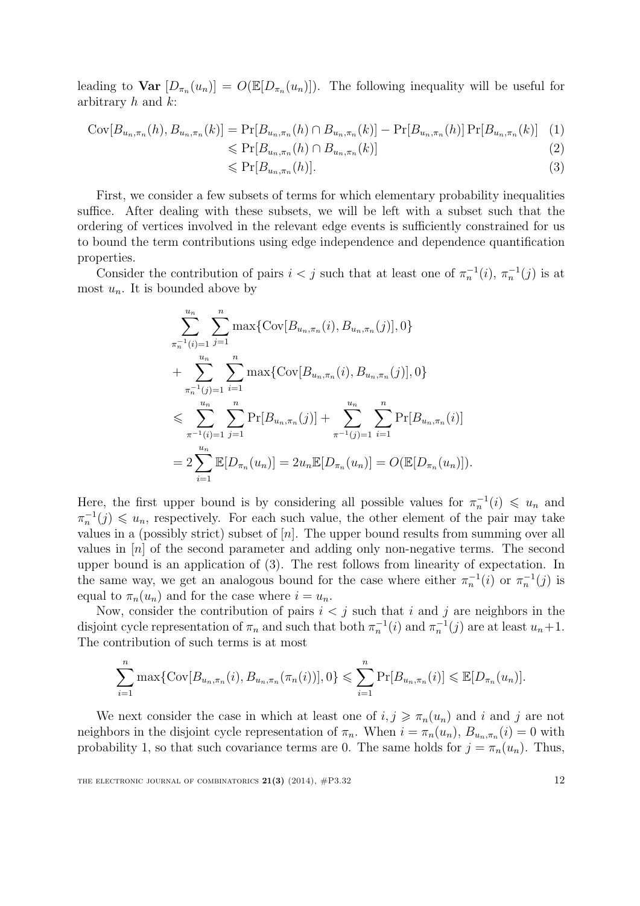leading to $\mathbf{Var}\ [D_{\pi_n}(u_n)] = O(\mathbb{E}[D_{\pi_n}(u_n)])$. The following inequality will be useful for arbitrary $h$ and $k$:

$$
\begin{aligned}
\mathrm{Cov}[B_{u_n,\pi_n}(h), B_{u_n,\pi_n}(k)] &= \Pr[B_{u_n,\pi_n}(h) \cap B_{u_n,\pi_n}(k)] - \Pr[B_{u_n,\pi_n}(h)] \Pr[B_{u_n,\pi_n}(k)] \quad (1)\\
&\leqslant \Pr[B_{u_n,\pi_n}(h) \cap B_{u_n,\pi_n}(k)] \quad (2)\\
&\leqslant \Pr[B_{u_n,\pi_n}(h)]. \quad (3)
\end{aligned}
$$

First, we consider a few subsets of terms for which elementary probability inequalities suffice. After dealing with these subsets, we will be left with a subset such that the ordering of vertices involved in the relevant edge events is sufficiently constrained for us to bound the term contributions using edge independence and dependence quantification properties.

Consider the contribution of pairs $i < j$ such that at least one of $\pi_n^{-1}(i)$, $\pi_n^{-1}(j)$ is at most $u_n$. It is bounded above by

$$
\begin{aligned}
&\sum_{\pi_n^{-1}(i)=1}^{u_n} \sum_{j=1}^{n} \max\{\mathrm{Cov}[B_{u_n,\pi_n}(i), B_{u_n,\pi_n}(j)], 0\}\\
&+ \sum_{\pi_n^{-1}(j)=1}^{u_n} \sum_{i=1}^{n} \max\{\mathrm{Cov}[B_{u_n,\pi_n}(i), B_{u_n,\pi_n}(j)], 0\}\\
&\leqslant \sum_{\pi^{-1}(i)=1}^{u_n} \sum_{j=1}^{n} \Pr[B_{u_n,\pi_n}(j)] + \sum_{\pi^{-1}(j)=1}^{u_n} \sum_{i=1}^{n} \Pr[B_{u_n,\pi_n}(i)]\\
&= 2\sum_{i=1}^{u_n} \mathbb{E}[D_{\pi_n}(u_n)] = 2u_n \mathbb{E}[D_{\pi_n}(u_n)] = O(\mathbb{E}[D_{\pi_n}(u_n)]).
\end{aligned}
$$

Here, the first upper bound is by considering all possible values for $\pi_n^{-1}(i) \leqslant u_n$ and $\pi_n^{-1}(j) \leqslant u_n$, respectively. For each such value, the other element of the pair may take values in a (possibly strict) subset of $[n]$. The upper bound results from summing over all values in $[n]$ of the second parameter and adding only non-negative terms. The second upper bound is an application of (3). The rest follows from linearity of expectation. In the same way, we get an analogous bound for the case where either $\pi_n^{-1}(i)$ or $\pi_n^{-1}(j)$ is equal to $\pi_n(u_n)$ and for the case where $i = u_n$.

Now, consider the contribution of pairs $i < j$ such that $i$ and $j$ are neighbors in the disjoint cycle representation of $\pi_n$ and such that both $\pi_n^{-1}(i)$ and $\pi_n^{-1}(j)$ are at least $u_n+1$. The contribution of such terms is at most

$$
\sum_{i=1}^{n} \max\{\mathrm{Cov}[B_{u_n,\pi_n}(i), B_{u_n,\pi_n}(\pi_n(i))], 0\} \leqslant \sum_{i=1}^{n} \Pr[B_{u_n,\pi_n}(i)] \leqslant \mathbb{E}[D_{\pi_n}(u_n)].
$$

We next consider the case in which at least one of $i, j \geqslant \pi_n(u_n)$ and $i$ and $j$ are not neighbors in the disjoint cycle representation of $\pi_n$. When $i = \pi_n(u_n)$, $B_{u_n,\pi_n}(i) = 0$ with probability 1, so that such covariance terms are 0. The same holds for $j = \pi_n(u_n)$. Thus,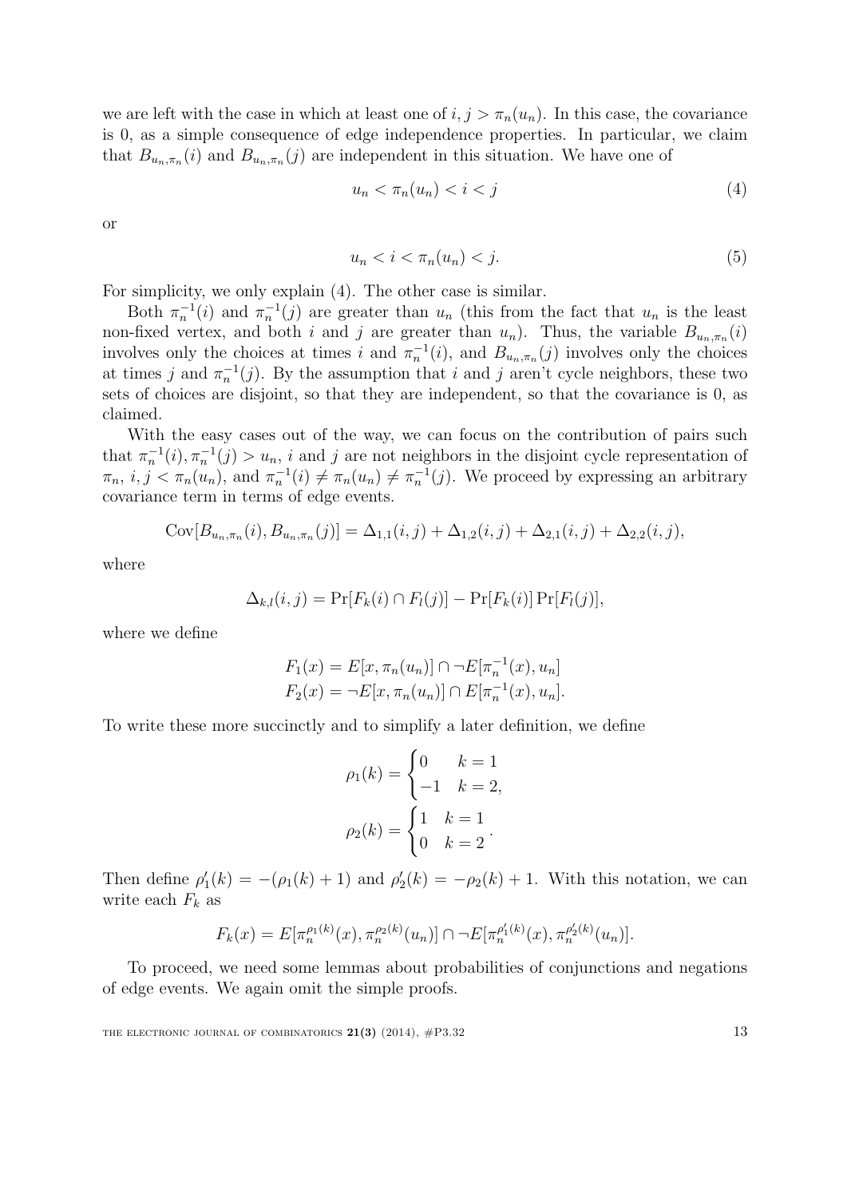we are left with the case in which at least one of $i, j > \pi_n(u_n)$. In this case, the covariance is 0, as a simple consequence of edge independence properties. In particular, we claim that $B_{u_n,\pi_n}(i)$ and $B_{u_n,\pi_n}(j)$ are independent in this situation. We have one of

$$u_n < \pi_n(u_n) < i < j \tag{4}$$

or

$$u_n < i < \pi_n(u_n) < j. \tag{5}$$

For simplicity, we only explain (4). The other case is similar.

Both $\pi_n^{-1}(i)$ and $\pi_n^{-1}(j)$ are greater than $u_n$ (this from the fact that $u_n$ is the least non-fixed vertex, and both $i$ and $j$ are greater than $u_n$). Thus, the variable $B_{u_n,\pi_n}(i)$ involves only the choices at times $i$ and $\pi_n^{-1}(i)$, and $B_{u_n,\pi_n}(j)$ involves only the choices at times $j$ and $\pi_n^{-1}(j)$. By the assumption that $i$ and $j$ aren't cycle neighbors, these two sets of choices are disjoint, so that they are independent, so that the covariance is 0, as claimed.

With the easy cases out of the way, we can focus on the contribution of pairs such that $\pi_n^{-1}(i), \pi_n^{-1}(j) > u_n$, $i$ and $j$ are not neighbors in the disjoint cycle representation of $\pi_n$, $i, j < \pi_n(u_n)$, and $\pi_n^{-1}(i) \neq \pi_n(u_n) \neq \pi_n^{-1}(j)$. We proceed by expressing an arbitrary covariance term in terms of edge events.

$$\mathrm{Cov}[B_{u_n,\pi_n}(i), B_{u_n,\pi_n}(j)] = \Delta_{1,1}(i,j) + \Delta_{1,2}(i,j) + \Delta_{2,1}(i,j) + \Delta_{2,2}(i,j),$$

where

$$\Delta_{k,l}(i,j) = \Pr[F_k(i) \cap F_l(j)] - \Pr[F_k(i)]\Pr[F_l(j)],$$

where we define

$$F_1(x) = E[x, \pi_n(u_n)] \cap \neg E[\pi_n^{-1}(x), u_n]$$
$$F_2(x) = \neg E[x, \pi_n(u_n)] \cap E[\pi_n^{-1}(x), u_n].$$

To write these more succinctly and to simplify a later definition, we define

$$\rho_1(k) = \begin{cases} 0 & k = 1 \\ -1 & k = 2, \end{cases}$$

$$\rho_2(k) = \begin{cases} 1 & k = 1 \\ 0 & k = 2 \end{cases}.$$

Then define $\rho_1'(k) = -(\rho_1(k) + 1)$ and $\rho_2'(k) = -\rho_2(k) + 1$. With this notation, we can write each $F_k$ as

$$F_k(x) = E[\pi_n^{\rho_1(k)}(x), \pi_n^{\rho_2(k)}(u_n)] \cap \neg E[\pi_n^{\rho_1'(k)}(x), \pi_n^{\rho_2'(k)}(u_n)].$$

To proceed, we need some lemmas about probabilities of conjunctions and negations of edge events. We again omit the simple proofs.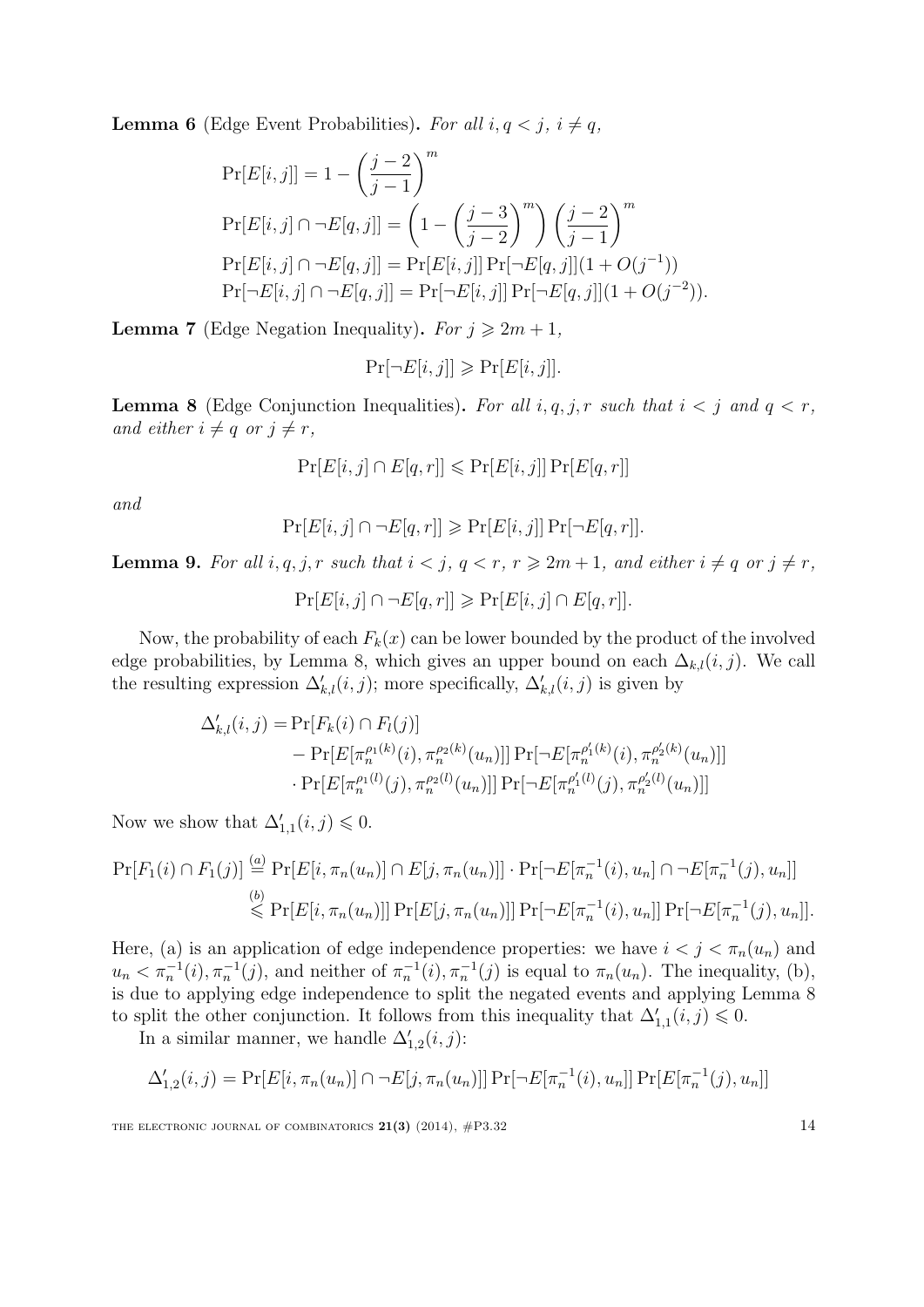**Lemma 6** (Edge Event Probabilities)**.** *For all $i, q < j$, $i \neq q$,*

$$\begin{aligned}
&\Pr[E[i,j]] = 1 - \left(\frac{j-2}{j-1}\right)^m \\
&\Pr[E[i,j] \cap \neg E[q,j]] = \left(1 - \left(\frac{j-3}{j-2}\right)^m\right)\left(\frac{j-2}{j-1}\right)^m \\
&\Pr[E[i,j] \cap \neg E[q,j]] = \Pr[E[i,j]]\Pr[\neg E[q,j]](1 + O(j^{-1})) \\
&\Pr[\neg E[i,j] \cap \neg E[q,j]] = \Pr[\neg E[i,j]]\Pr[\neg E[q,j]](1 + O(j^{-2})).
\end{aligned}$$

**Lemma 7** (Edge Negation Inequality)**.** *For $j \geqslant 2m+1$,*

$$\Pr[\neg E[i,j]] \geqslant \Pr[E[i,j]].$$

**Lemma 8** (Edge Conjunction Inequalities)**.** *For all $i, q, j, r$ such that $i < j$ and $q < r$, and either $i \neq q$ or $j \neq r$,*

$$\Pr[E[i,j] \cap E[q,r]] \leqslant \Pr[E[i,j]]\Pr[E[q,r]]$$

*and*

$$\Pr[E[i,j] \cap \neg E[q,r]] \geqslant \Pr[E[i,j]]\Pr[\neg E[q,r]].$$

**Lemma 9.** *For all $i, q, j, r$ such that $i < j$, $q < r$, $r \geqslant 2m+1$, and either $i \neq q$ or $j \neq r$,*

$$\Pr[E[i,j] \cap \neg E[q,r]] \geqslant \Pr[E[i,j] \cap E[q,r]].$$

Now, the probability of each $F_k(x)$ can be lower bounded by the product of the involved edge probabilities, by Lemma 8, which gives an upper bound on each $\Delta_{k,l}(i,j)$. We call the resulting expression $\Delta'_{k,l}(i,j)$; more specifically, $\Delta'_{k,l}(i,j)$ is given by

$$\begin{aligned}
\Delta'_{k,l}(i,j) = &\Pr[F_k(i) \cap F_l(j)] \\
&- \Pr[E[\pi_n^{\rho_1(k)}(i), \pi_n^{\rho_2(k)}(u_n)]]\Pr[\neg E[\pi_n^{\rho'_1(k)}(i), \pi_n^{\rho'_2(k)}(u_n)]] \\
&\cdot \Pr[E[\pi_n^{\rho_1(l)}(j), \pi_n^{\rho_2(l)}(u_n)]]\Pr[\neg E[\pi_n^{\rho'_1(l)}(j), \pi_n^{\rho'_2(l)}(u_n)]]
\end{aligned}$$

Now we show that $\Delta'_{1,1}(i,j) \leqslant 0$.

$$\begin{aligned}
\Pr[F_1(i) \cap F_1(j)] &\overset{(a)}{=} \Pr[E[i, \pi_n(u_n)] \cap E[j, \pi_n(u_n)]] \cdot \Pr[\neg E[\pi_n^{-1}(i), u_n] \cap \neg E[\pi_n^{-1}(j), u_n]] \\
&\overset{(b)}{\leqslant} \Pr[E[i, \pi_n(u_n)]]\Pr[E[j, \pi_n(u_n)]]\Pr[\neg E[\pi_n^{-1}(i), u_n]]\Pr[\neg E[\pi_n^{-1}(j), u_n]].
\end{aligned}$$

Here, (a) is an application of edge independence properties: we have $i < j < \pi_n(u_n)$ and $u_n < \pi_n^{-1}(i), \pi_n^{-1}(j)$, and neither of $\pi_n^{-1}(i), \pi_n^{-1}(j)$ is equal to $\pi_n(u_n)$. The inequality, (b), is due to applying edge independence to split the negated events and applying Lemma 8 to split the other conjunction. It follows from this inequality that $\Delta'_{1,1}(i,j) \leqslant 0$.

In a similar manner, we handle $\Delta'_{1,2}(i,j)$:

$$\Delta'_{1,2}(i,j) = \Pr[E[i, \pi_n(u_n)] \cap \neg E[j, \pi_n(u_n)]]\Pr[\neg E[\pi_n^{-1}(i), u_n]]\Pr[E[\pi_n^{-1}(j), u_n]]$$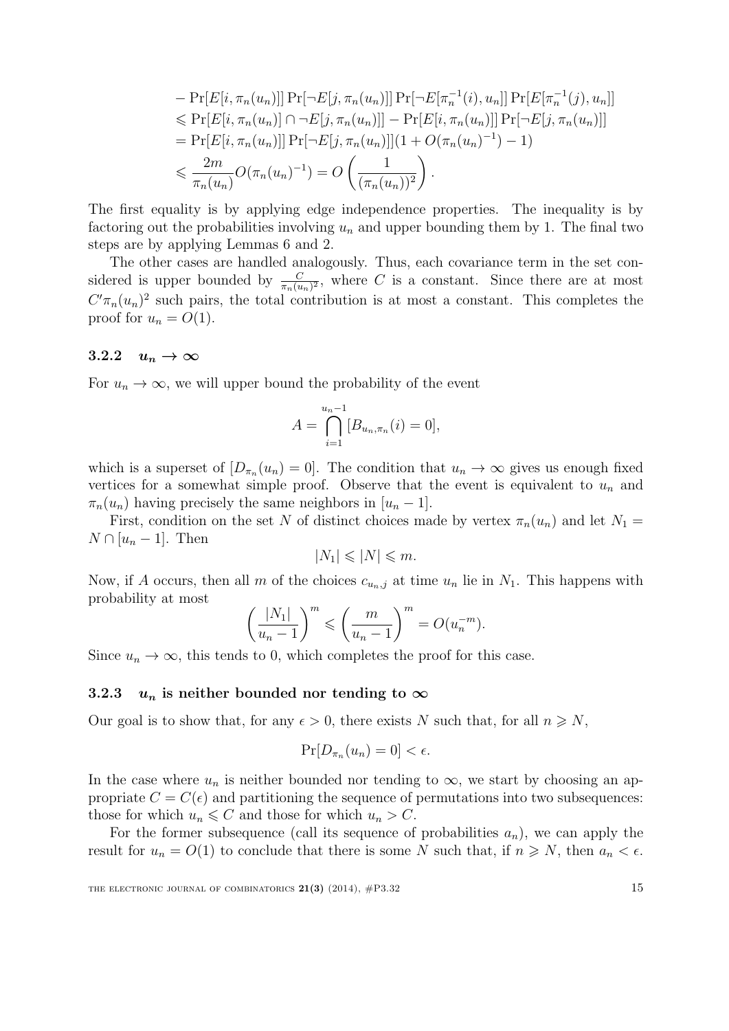$$
\begin{aligned}
&- \Pr[E[i,\pi_n(u_n)]] \Pr[\neg E[j,\pi_n(u_n)]] \Pr[\neg E[\pi_n^{-1}(i),u_n]] \Pr[E[\pi_n^{-1}(j),u_n]] \\
&\leqslant \Pr[E[i,\pi_n(u_n)] \cap \neg E[j,\pi_n(u_n)]] - \Pr[E[i,\pi_n(u_n)]] \Pr[\neg E[j,\pi_n(u_n)]] \\
&= \Pr[E[i,\pi_n(u_n)]] \Pr[\neg E[j,\pi_n(u_n)]](1 + O(\pi_n(u_n)^{-1}) - 1) \\
&\leqslant \frac{2m}{\pi_n(u_n)} O(\pi_n(u_n)^{-1}) = O\left(\frac{1}{(\pi_n(u_n))^2}\right).
\end{aligned}
$$

The first equality is by applying edge independence properties. The inequality is by factoring out the probabilities involving $u_n$ and upper bounding them by 1. The final two steps are by applying Lemmas 6 and 2.

The other cases are handled analogously. Thus, each covariance term in the set considered is upper bounded by $\frac{C}{\pi_n(u_n)^2}$, where $C$ is a constant. Since there are at most $C'\pi_n(u_n)^2$ such pairs, the total contribution is at most a constant. This completes the proof for $u_n = O(1)$.

### 3.2.2 $u_n \to \infty$

For $u_n \to \infty$, we will upper bound the probability of the event

$$
A = \bigcap_{i=1}^{u_n-1} [B_{u_n,\pi_n}(i) = 0],
$$

which is a superset of $[D_{\pi_n}(u_n) = 0]$. The condition that $u_n \to \infty$ gives us enough fixed vertices for a somewhat simple proof. Observe that the event is equivalent to $u_n$ and $\pi_n(u_n)$ having precisely the same neighbors in $[u_n - 1]$.

First, condition on the set $N$ of distinct choices made by vertex $\pi_n(u_n)$ and let $N_1 = N \cap [u_n - 1]$. Then

$$
|N_1| \leqslant |N| \leqslant m.
$$

Now, if $A$ occurs, then all $m$ of the choices $c_{u_n,j}$ at time $u_n$ lie in $N_1$. This happens with probability at most

$$
\left(\frac{|N_1|}{u_n - 1}\right)^m \leqslant \left(\frac{m}{u_n - 1}\right)^m = O(u_n^{-m}).
$$

Since $u_n \to \infty$, this tends to 0, which completes the proof for this case.

### 3.2.3 $u_n$ is neither bounded nor tending to $\infty$

Our goal is to show that, for any $\epsilon > 0$, there exists $N$ such that, for all $n \geqslant N$,

$$
\Pr[D_{\pi_n}(u_n) = 0] < \epsilon.
$$

In the case where $u_n$ is neither bounded nor tending to $\infty$, we start by choosing an appropriate $C = C(\epsilon)$ and partitioning the sequence of permutations into two subsequences: those for which $u_n \leqslant C$ and those for which $u_n > C$.

For the former subsequence (call its sequence of probabilities $a_n$), we can apply the result for $u_n = O(1)$ to conclude that there is some $N$ such that, if $n \geqslant N$, then $a_n < \epsilon$.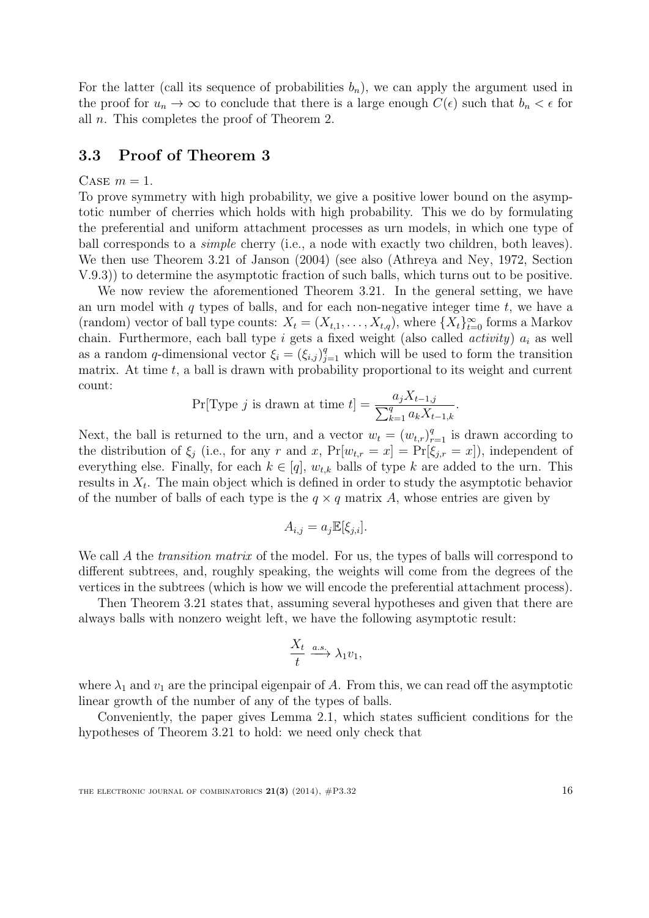For the latter (call its sequence of probabilities $b_n$), we can apply the argument used in the proof for $u_n \to \infty$ to conclude that there is a large enough $C(\epsilon)$ such that $b_n < \epsilon$ for all $n$. This completes the proof of Theorem 2.

## 3.3 Proof of Theorem 3

Case $m = 1$.

To prove symmetry with high probability, we give a positive lower bound on the asymptotic number of cherries which holds with high probability. This we do by formulating the preferential and uniform attachment processes as urn models, in which one type of ball corresponds to a *simple* cherry (i.e., a node with exactly two children, both leaves). We then use Theorem 3.21 of Janson (2004) (see also (Athreya and Ney, 1972, Section V.9.3)) to determine the asymptotic fraction of such balls, which turns out to be positive.

We now review the aforementioned Theorem 3.21. In the general setting, we have an urn model with $q$ types of balls, and for each non-negative integer time $t$, we have a (random) vector of ball type counts: $X_t = (X_{t,1}, \ldots, X_{t,q})$, where $\{X_t\}_{t=0}^{\infty}$ forms a Markov chain. Furthermore, each ball type $i$ gets a fixed weight (also called *activity*) $a_i$ as well as a random $q$-dimensional vector $\xi_i = (\xi_{i,j})_{j=1}^{q}$ which will be used to form the transition matrix. At time $t$, a ball is drawn with probability proportional to its weight and current count:

$$\Pr[\text{Type } j \text{ is drawn at time } t] = \frac{a_j X_{t-1,j}}{\sum_{k=1}^{q} a_k X_{t-1,k}}.$$

Next, the ball is returned to the urn, and a vector $w_t = (w_{t,r})_{r=1}^{q}$ is drawn according to the distribution of $\xi_j$ (i.e., for any $r$ and $x$, $\Pr[w_{t,r} = x] = \Pr[\xi_{j,r} = x]$), independent of everything else. Finally, for each $k \in [q]$, $w_{t,k}$ balls of type $k$ are added to the urn. This results in $X_t$. The main object which is defined in order to study the asymptotic behavior of the number of balls of each type is the $q \times q$ matrix $A$, whose entries are given by

$$A_{i,j} = a_j \mathbb{E}[\xi_{j,i}].$$

We call $A$ the *transition matrix* of the model. For us, the types of balls will correspond to different subtrees, and, roughly speaking, the weights will come from the degrees of the vertices in the subtrees (which is how we will encode the preferential attachment process).

Then Theorem 3.21 states that, assuming several hypotheses and given that there are always balls with nonzero weight left, we have the following asymptotic result:

$$\frac{X_t}{t} \xrightarrow{a.s.} \lambda_1 v_1,$$

where $\lambda_1$ and $v_1$ are the principal eigenpair of $A$. From this, we can read off the asymptotic linear growth of the number of any of the types of balls.

Conveniently, the paper gives Lemma 2.1, which states sufficient conditions for the hypotheses of Theorem 3.21 to hold: we need only check that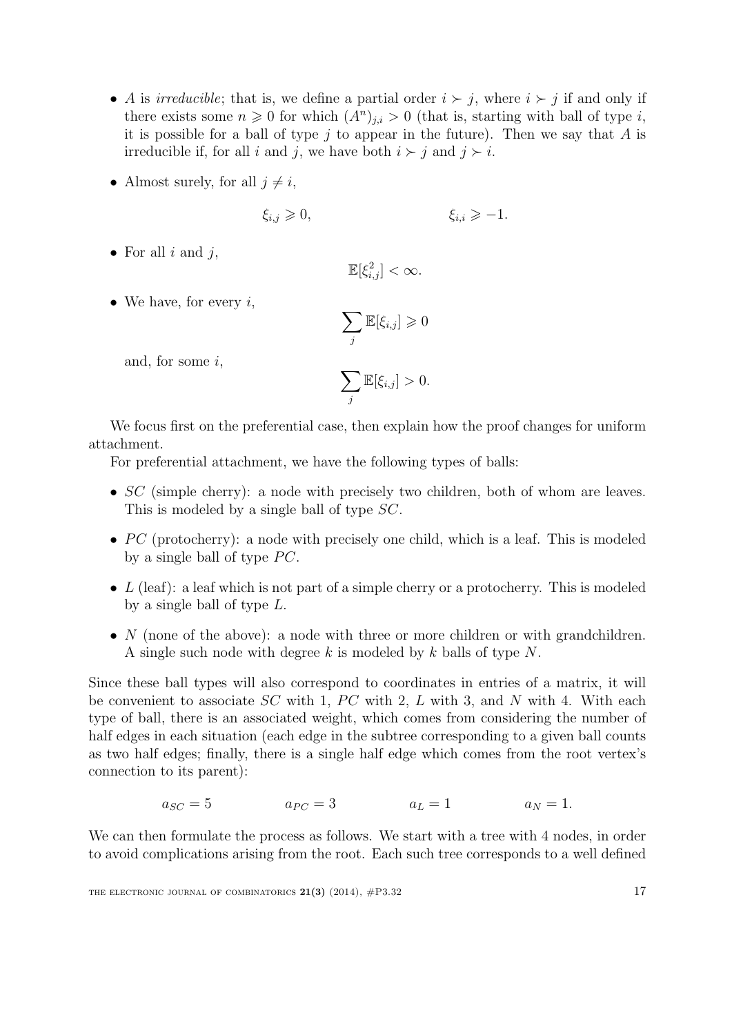- $A$ is *irreducible*; that is, we define a partial order $i \succ j$, where $i \succ j$ if and only if there exists some $n \geqslant 0$ for which $(A^n)_{j,i} > 0$ (that is, starting with ball of type $i$, it is possible for a ball of type $j$ to appear in the future). Then we say that $A$ is irreducible if, for all $i$ and $j$, we have both $i \succ j$ and $j \succ i$.

- Almost surely, for all $j \neq i$,

$$\xi_{i,j} \geqslant 0, \qquad\qquad \xi_{i,i} \geqslant -1.$$

- For all $i$ and $j$,

$$\mathbb{E}[\xi_{i,j}^2] < \infty.$$

- We have, for every $i$,

$$\sum_j \mathbb{E}[\xi_{i,j}] \geqslant 0$$

  and, for some $i$,

$$\sum_j \mathbb{E}[\xi_{i,j}] > 0.$$

We focus first on the preferential case, then explain how the proof changes for uniform attachment.

For preferential attachment, we have the following types of balls:

- $SC$ (simple cherry): a node with precisely two children, both of whom are leaves. This is modeled by a single ball of type $SC$.
- $PC$ (protocherry): a node with precisely one child, which is a leaf. This is modeled by a single ball of type $PC$.
- $L$ (leaf): a leaf which is not part of a simple cherry or a protocherry. This is modeled by a single ball of type $L$.
- $N$ (none of the above): a node with three or more children or with grandchildren. A single such node with degree $k$ is modeled by $k$ balls of type $N$.

Since these ball types will also correspond to coordinates in entries of a matrix, it will be convenient to associate $SC$ with 1, $PC$ with 2, $L$ with 3, and $N$ with 4. With each type of ball, there is an associated weight, which comes from considering the number of half edges in each situation (each edge in the subtree corresponding to a given ball counts as two half edges; finally, there is a single half edge which comes from the root vertex's connection to its parent):

$$a_{SC} = 5 \qquad\qquad a_{PC} = 3 \qquad\qquad a_L = 1 \qquad\qquad a_N = 1.$$

We can then formulate the process as follows. We start with a tree with 4 nodes, in order to avoid complications arising from the root. Each such tree corresponds to a well defined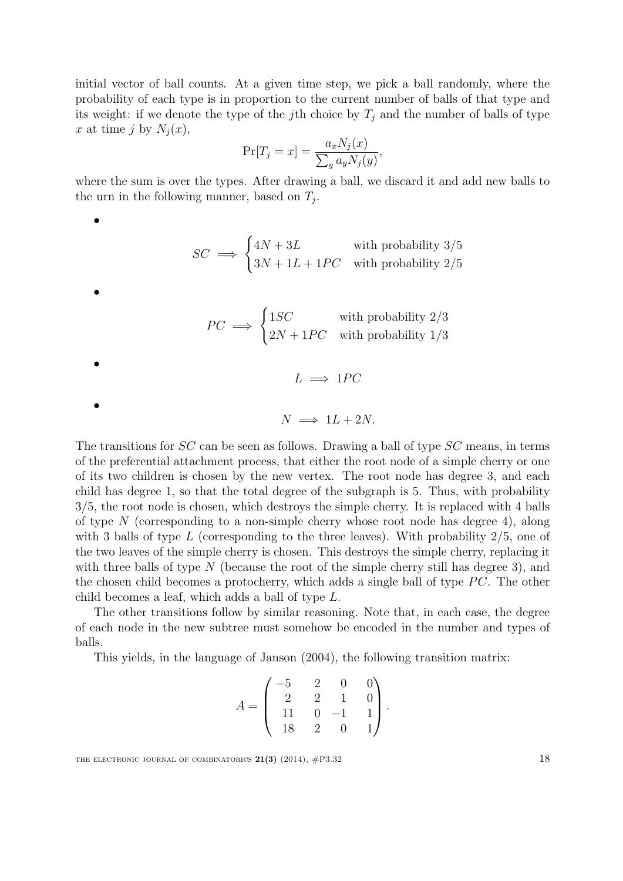initial vector of ball counts. At a given time step, we pick a ball randomly, where the probability of each type is in proportion to the current number of balls of that type and its weight: if we denote the type of the $j$th choice by $T_j$ and the number of balls of type $x$ at time $j$ by $N_j(x)$,

$$\Pr[T_j = x] = \frac{a_x N_j(x)}{\sum_y a_y N_j(y)},$$

where the sum is over the types. After drawing a ball, we discard it and add new balls to the urn in the following manner, based on $T_j$.

- $$SC \implies \begin{cases} 4N + 3L & \text{with probability } 3/5 \\ 3N + 1L + 1PC & \text{with probability } 2/5 \end{cases}$$

- $$PC \implies \begin{cases} 1SC & \text{with probability } 2/3 \\ 2N + 1PC & \text{with probability } 1/3 \end{cases}$$

- $$L \implies 1PC$$

- $$N \implies 1L + 2N.$$

The transitions for $SC$ can be seen as follows. Drawing a ball of type $SC$ means, in terms of the preferential attachment process, that either the root node of a simple cherry or one of its two children is chosen by the new vertex. The root node has degree 3, and each child has degree 1, so that the total degree of the subgraph is 5. Thus, with probability $3/5$, the root node is chosen, which destroys the simple cherry. It is replaced with 4 balls of type $N$ (corresponding to a non-simple cherry whose root node has degree 4), along with 3 balls of type $L$ (corresponding to the three leaves). With probability $2/5$, one of the two leaves of the simple cherry is chosen. This destroys the simple cherry, replacing it with three balls of type $N$ (because the root of the simple cherry still has degree 3), and the chosen child becomes a protocherry, which adds a single ball of type $PC$. The other child becomes a leaf, which adds a ball of type $L$.

The other transitions follow by similar reasoning. Note that, in each case, the degree of each node in the new subtree must somehow be encoded in the number and types of balls.

This yields, in the language of Janson (2004), the following transition matrix:

$$A = \begin{pmatrix} -5 & 2 & 0 & 0 \\ 2 & 2 & 1 & 0 \\ 11 & 0 & -1 & 1 \\ 18 & 2 & 0 & 1 \end{pmatrix}.$$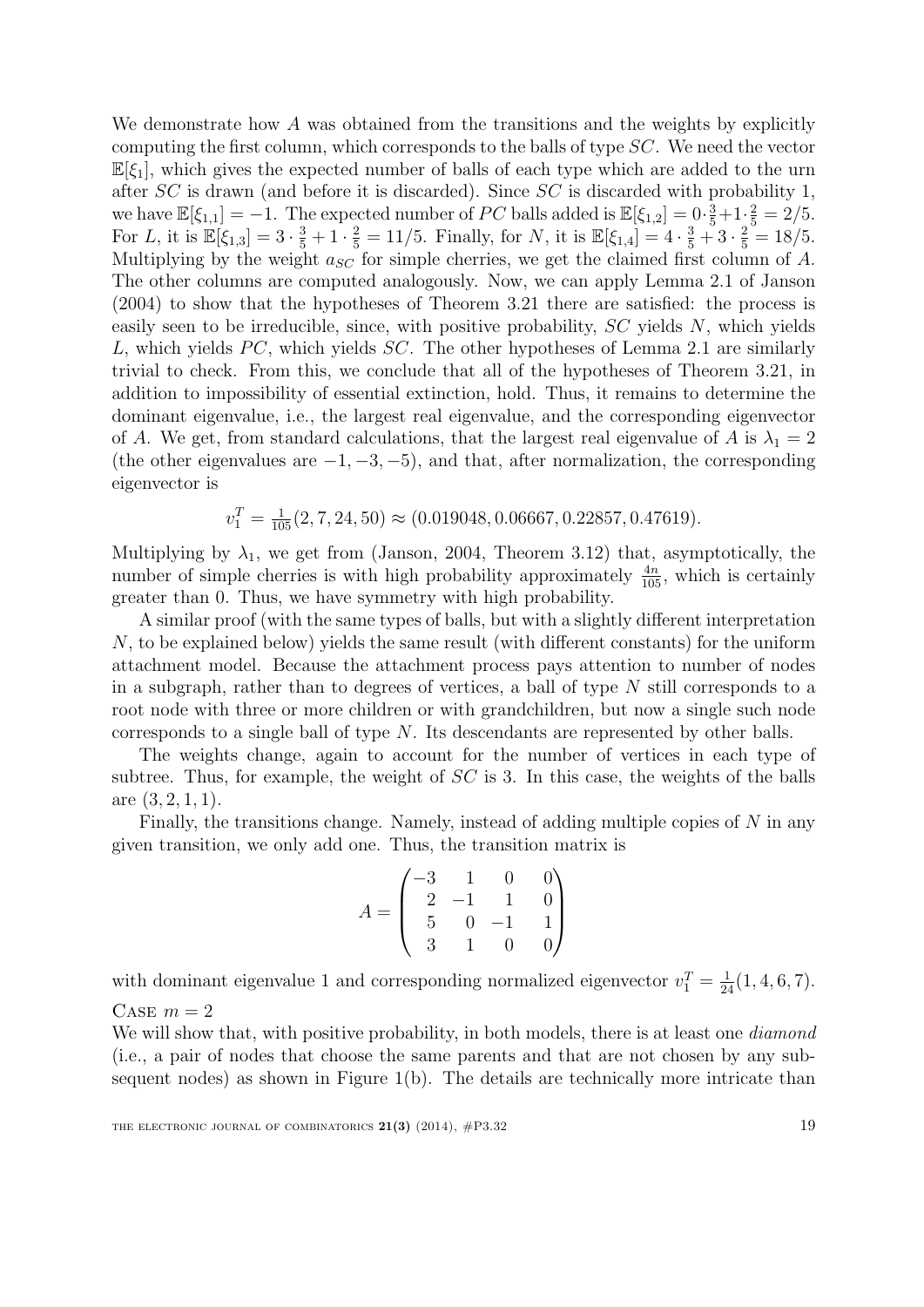We demonstrate how $A$ was obtained from the transitions and the weights by explicitly computing the first column, which corresponds to the balls of type $SC$. We need the vector $\mathbb{E}[\xi_1]$, which gives the expected number of balls of each type which are added to the urn after $SC$ is drawn (and before it is discarded). Since $SC$ is discarded with probability 1, we have $\mathbb{E}[\xi_{1,1}] = -1$. The expected number of $PC$ balls added is $\mathbb{E}[\xi_{1,2}] = 0 \cdot \frac{3}{5} + 1 \cdot \frac{2}{5} = 2/5$. For $L$, it is $\mathbb{E}[\xi_{1,3}] = 3 \cdot \frac{3}{5} + 1 \cdot \frac{2}{5} = 11/5$. Finally, for $N$, it is $\mathbb{E}[\xi_{1,4}] = 4 \cdot \frac{3}{5} + 3 \cdot \frac{2}{5} = 18/5$. Multiplying by the weight $a_{SC}$ for simple cherries, we get the claimed first column of $A$. The other columns are computed analogously. Now, we can apply Lemma 2.1 of Janson (2004) to show that the hypotheses of Theorem 3.21 there are satisfied: the process is easily seen to be irreducible, since, with positive probability, $SC$ yields $N$, which yields $L$, which yields $PC$, which yields $SC$. The other hypotheses of Lemma 2.1 are similarly trivial to check. From this, we conclude that all of the hypotheses of Theorem 3.21, in addition to impossibility of essential extinction, hold. Thus, it remains to determine the dominant eigenvalue, i.e., the largest real eigenvalue, and the corresponding eigenvector of $A$. We get, from standard calculations, that the largest real eigenvalue of $A$ is $\lambda_1 = 2$ (the other eigenvalues are $-1, -3, -5$), and that, after normalization, the corresponding eigenvector is

$$v_1^T = \tfrac{1}{105}(2, 7, 24, 50) \approx (0.019048, 0.06667, 0.22857, 0.47619).$$

Multiplying by $\lambda_1$, we get from (Janson, 2004, Theorem 3.12) that, asymptotically, the number of simple cherries is with high probability approximately $\frac{4n}{105}$, which is certainly greater than 0. Thus, we have symmetry with high probability.

A similar proof (with the same types of balls, but with a slightly different interpretation $N$, to be explained below) yields the same result (with different constants) for the uniform attachment model. Because the attachment process pays attention to number of nodes in a subgraph, rather than to degrees of vertices, a ball of type $N$ still corresponds to a root node with three or more children or with grandchildren, but now a single such node corresponds to a single ball of type $N$. Its descendants are represented by other balls.

The weights change, again to account for the number of vertices in each type of subtree. Thus, for example, the weight of $SC$ is 3. In this case, the weights of the balls are $(3, 2, 1, 1)$.

Finally, the transitions change. Namely, instead of adding multiple copies of $N$ in any given transition, we only add one. Thus, the transition matrix is

$$A = \begin{pmatrix} -3 & 1 & 0 & 0 \\ 2 & -1 & 1 & 0 \\ 5 & 0 & -1 & 1 \\ 3 & 1 & 0 & 0 \end{pmatrix}$$

with dominant eigenvalue 1 and corresponding normalized eigenvector $v_1^T = \frac{1}{24}(1, 4, 6, 7)$.

Case $m = 2$

We will show that, with positive probability, in both models, there is at least one *diamond* (i.e., a pair of nodes that choose the same parents and that are not chosen by any subsequent nodes) as shown in Figure 1(b). The details are technically more intricate than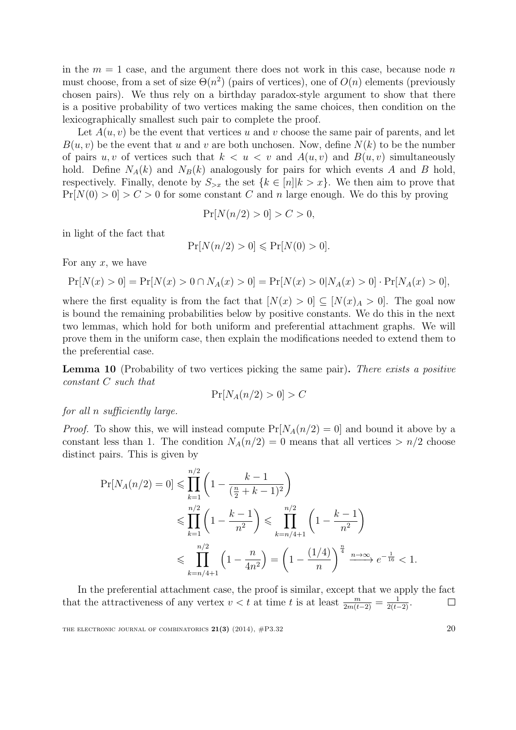in the $m = 1$ case, and the argument there does not work in this case, because node $n$ must choose, from a set of size $\Theta(n^2)$ (pairs of vertices), one of $O(n)$ elements (previously chosen pairs). We thus rely on a birthday paradox-style argument to show that there is a positive probability of two vertices making the same choices, then condition on the lexicographically smallest such pair to complete the proof.

Let $A(u, v)$ be the event that vertices $u$ and $v$ choose the same pair of parents, and let $B(u, v)$ be the event that $u$ and $v$ are both unchosen. Now, define $N(k)$ to be the number of pairs $u, v$ of vertices such that $k < u < v$ and $A(u, v)$ and $B(u, v)$ simultaneously hold. Define $N_A(k)$ and $N_B(k)$ analogously for pairs for which events $A$ and $B$ hold, respectively. Finally, denote by $S_{>x}$ the set $\{k \in [n] | k > x\}$. We then aim to prove that $\Pr[N(0) > 0] > C > 0$ for some constant $C$ and $n$ large enough. We do this by proving

$$\Pr[N(n/2) > 0] > C > 0,$$

in light of the fact that

$$\Pr[N(n/2) > 0] \leqslant \Pr[N(0) > 0].$$

For any $x$, we have

$$\Pr[N(x) > 0] = \Pr[N(x) > 0 \cap N_A(x) > 0] = \Pr[N(x) > 0 | N_A(x) > 0] \cdot \Pr[N_A(x) > 0],$$

where the first equality is from the fact that $[N(x) > 0] \subseteq [N(x)_A > 0]$. The goal now is bound the remaining probabilities below by positive constants. We do this in the next two lemmas, which hold for both uniform and preferential attachment graphs. We will prove them in the uniform case, then explain the modifications needed to extend them to the preferential case.

**Lemma 10** (Probability of two vertices picking the same pair)**.** *There exists a positive constant $C$ such that*

$$\Pr[N_A(n/2) > 0] > C$$

*for all $n$ sufficiently large.*

*Proof.* To show this, we will instead compute $\Pr[N_A(n/2) = 0]$ and bound it above by a constant less than 1. The condition $N_A(n/2) = 0$ means that all vertices $> n/2$ choose distinct pairs. This is given by

$$\begin{aligned}
\Pr[N_A(n/2) = 0] &\leqslant \prod_{k=1}^{n/2} \left(1 - \frac{k-1}{(\frac{n}{2} + k - 1)^2}\right) \\
&\leqslant \prod_{k=1}^{n/2} \left(1 - \frac{k-1}{n^2}\right) \leqslant \prod_{k=n/4+1}^{n/2} \left(1 - \frac{k-1}{n^2}\right) \\
&\leqslant \prod_{k=n/4+1}^{n/2} \left(1 - \frac{n}{4n^2}\right) = \left(1 - \frac{(1/4)}{n}\right)^{\frac{n}{4}} \xrightarrow{n \to \infty} e^{-\frac{1}{16}} < 1.
\end{aligned}$$

In the preferential attachment case, the proof is similar, except that we apply the fact that the attractiveness of any vertex $v < t$ at time $t$ is at least $\frac{m}{2m(t-2)} = \frac{1}{2(t-2)}$. $\square$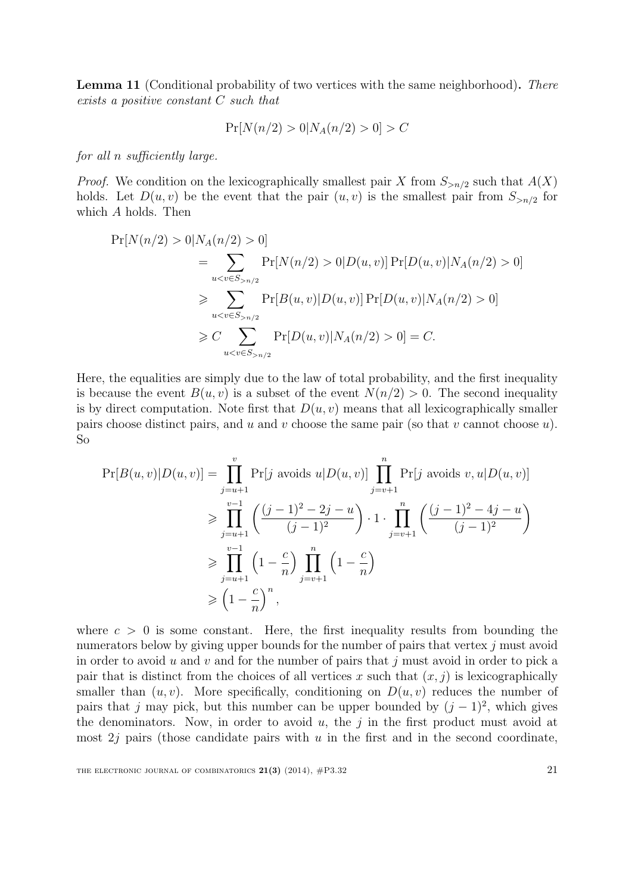**Lemma 11** (Conditional probability of two vertices with the same neighborhood)**.** *There exists a positive constant $C$ such that*

$$\Pr[N(n/2) > 0 | N_A(n/2) > 0] > C$$

*for all $n$ sufficiently large.*

*Proof.* We condition on the lexicographically smallest pair $X$ from $S_{>n/2}$ such that $A(X)$ holds. Let $D(u,v)$ be the event that the pair $(u,v)$ is the smallest pair from $S_{>n/2}$ for which $A$ holds. Then

$$\begin{aligned}
\Pr[N(n/2) > 0 | N_A(n/2) > 0] &= \sum_{u<v \in S_{>n/2}} \Pr[N(n/2) > 0 | D(u,v)] \Pr[D(u,v) | N_A(n/2) > 0] \\
&\geqslant \sum_{u<v \in S_{>n/2}} \Pr[B(u,v) | D(u,v)] \Pr[D(u,v) | N_A(n/2) > 0] \\
&\geqslant C \sum_{u<v \in S_{>n/2}} \Pr[D(u,v) | N_A(n/2) > 0] = C.
\end{aligned}$$

Here, the equalities are simply due to the law of total probability, and the first inequality is because the event $B(u,v)$ is a subset of the event $N(n/2) > 0$. The second inequality is by direct computation. Note first that $D(u,v)$ means that all lexicographically smaller pairs choose distinct pairs, and $u$ and $v$ choose the same pair (so that $v$ cannot choose $u$). So

$$\begin{aligned}
\Pr[B(u,v) | D(u,v)] &= \prod_{j=u+1}^{v} \Pr[j \text{ avoids } u | D(u,v)] \prod_{j=v+1}^{n} \Pr[j \text{ avoids } v, u | D(u,v)] \\
&\geqslant \prod_{j=u+1}^{v-1} \left( \frac{(j-1)^2 - 2j - u}{(j-1)^2} \right) \cdot 1 \cdot \prod_{j=v+1}^{n} \left( \frac{(j-1)^2 - 4j - u}{(j-1)^2} \right) \\
&\geqslant \prod_{j=u+1}^{v-1} \left(1 - \frac{c}{n}\right) \prod_{j=v+1}^{n} \left(1 - \frac{c}{n}\right) \\
&\geqslant \left(1 - \frac{c}{n}\right)^n,
\end{aligned}$$

where $c > 0$ is some constant. Here, the first inequality results from bounding the numerators below by giving upper bounds for the number of pairs that vertex $j$ must avoid in order to avoid $u$ and $v$ and for the number of pairs that $j$ must avoid in order to pick a pair that is distinct from the choices of all vertices $x$ such that $(x,j)$ is lexicographically smaller than $(u,v)$. More specifically, conditioning on $D(u,v)$ reduces the number of pairs that $j$ may pick, but this number can be upper bounded by $(j-1)^2$, which gives the denominators. Now, in order to avoid $u$, the $j$ in the first product must avoid at most $2j$ pairs (those candidate pairs with $u$ in the first and in the second coordinate,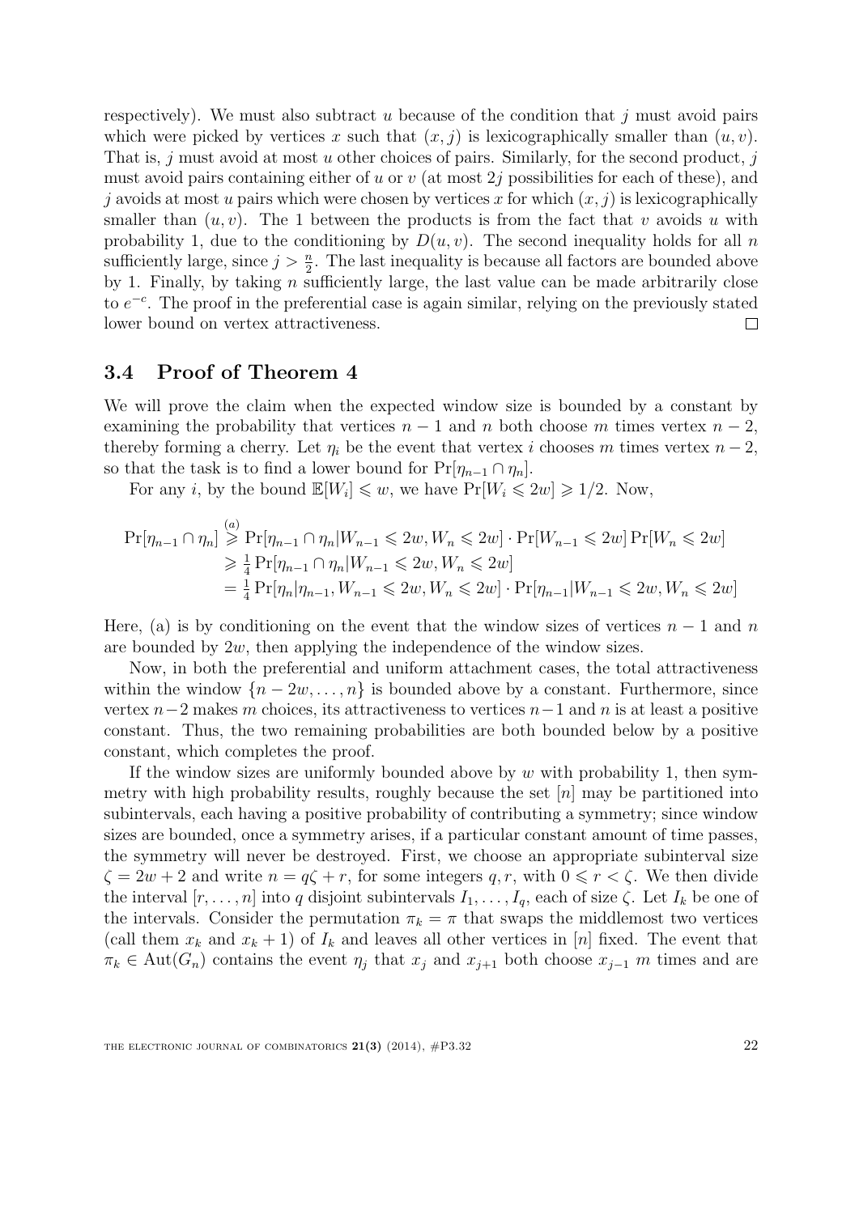respectively). We must also subtract $u$ because of the condition that $j$ must avoid pairs which were picked by vertices $x$ such that $(x, j)$ is lexicographically smaller than $(u, v)$. That is, $j$ must avoid at most $u$ other choices of pairs. Similarly, for the second product, $j$ must avoid pairs containing either of $u$ or $v$ (at most $2j$ possibilities for each of these), and $j$ avoids at most $u$ pairs which were chosen by vertices $x$ for which $(x, j)$ is lexicographically smaller than $(u, v)$. The 1 between the products is from the fact that $v$ avoids $u$ with probability 1, due to the conditioning by $D(u, v)$. The second inequality holds for all $n$ sufficiently large, since $j > \frac{n}{2}$. The last inequality is because all factors are bounded above by 1. Finally, by taking $n$ sufficiently large, the last value can be made arbitrarily close to $e^{-c}$. The proof in the preferential case is again similar, relying on the previously stated lower bound on vertex attractiveness. □

### 3.4 Proof of Theorem 4

We will prove the claim when the expected window size is bounded by a constant by examining the probability that vertices $n-1$ and $n$ both choose $m$ times vertex $n-2$, thereby forming a cherry. Let $\eta_i$ be the event that vertex $i$ chooses $m$ times vertex $n-2$, so that the task is to find a lower bound for $\Pr[\eta_{n-1} \cap \eta_n]$.

For any $i$, by the bound $\mathbb{E}[W_i] \leqslant w$, we have $\Pr[W_i \leqslant 2w] \geqslant 1/2$. Now,

$$
\begin{aligned}
\Pr[\eta_{n-1} \cap \eta_n] &\overset{(a)}{\geqslant} \Pr[\eta_{n-1} \cap \eta_n | W_{n-1} \leqslant 2w, W_n \leqslant 2w] \cdot \Pr[W_{n-1} \leqslant 2w] \Pr[W_n \leqslant 2w] \\
&\geqslant \tfrac{1}{4} \Pr[\eta_{n-1} \cap \eta_n | W_{n-1} \leqslant 2w, W_n \leqslant 2w] \\
&= \tfrac{1}{4} \Pr[\eta_n | \eta_{n-1}, W_{n-1} \leqslant 2w, W_n \leqslant 2w] \cdot \Pr[\eta_{n-1} | W_{n-1} \leqslant 2w, W_n \leqslant 2w]
\end{aligned}
$$

Here, (a) is by conditioning on the event that the window sizes of vertices $n-1$ and $n$ are bounded by $2w$, then applying the independence of the window sizes.

Now, in both the preferential and uniform attachment cases, the total attractiveness within the window $\{n-2w, \ldots, n\}$ is bounded above by a constant. Furthermore, since vertex $n-2$ makes $m$ choices, its attractiveness to vertices $n-1$ and $n$ is at least a positive constant. Thus, the two remaining probabilities are both bounded below by a positive constant, which completes the proof.

If the window sizes are uniformly bounded above by $w$ with probability 1, then symmetry with high probability results, roughly because the set $[n]$ may be partitioned into subintervals, each having a positive probability of contributing a symmetry; since window sizes are bounded, once a symmetry arises, if a particular constant amount of time passes, the symmetry will never be destroyed. First, we choose an appropriate subinterval size $\zeta = 2w + 2$ and write $n = q\zeta + r$, for some integers $q, r$, with $0 \leqslant r < \zeta$. We then divide the interval $[r, \ldots, n]$ into $q$ disjoint subintervals $I_1, \ldots, I_q$, each of size $\zeta$. Let $I_k$ be one of the intervals. Consider the permutation $\pi_k = \pi$ that swaps the middlemost two vertices (call them $x_k$ and $x_k + 1$) of $I_k$ and leaves all other vertices in $[n]$ fixed. The event that $\pi_k \in \mathrm{Aut}(G_n)$ contains the event $\eta_j$ that $x_j$ and $x_{j+1}$ both choose $x_{j-1}$ $m$ times and are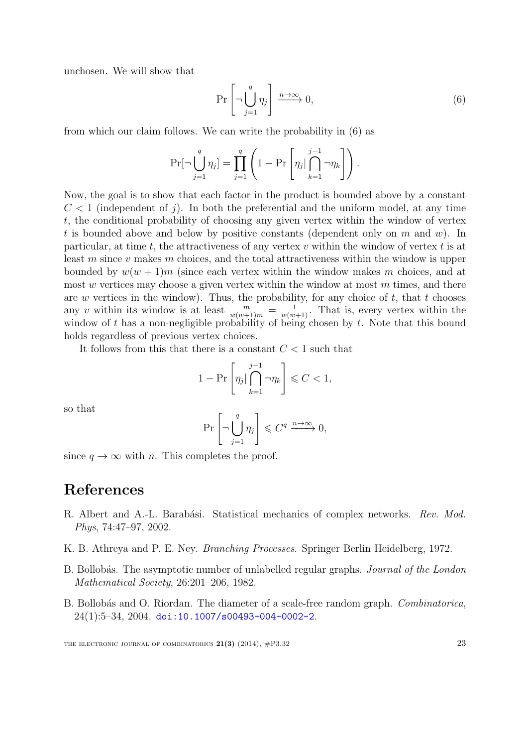unchosen. We will show that

$$\Pr\left[\neg \bigcup_{j=1}^{q} \eta_j\right] \xrightarrow{n\to\infty} 0, \tag{6}$$

from which our claim follows. We can write the probability in (6) as

$$\Pr[\neg \bigcup_{j=1}^{q} \eta_j] = \prod_{j=1}^{q} \left(1 - \Pr\left[\eta_j | \bigcap_{k=1}^{j-1} \neg\eta_k\right]\right).$$

Now, the goal is to show that each factor in the product is bounded above by a constant $C < 1$ (independent of $j$). In both the preferential and the uniform model, at any time $t$, the conditional probability of choosing any given vertex within the window of vertex $t$ is bounded above and below by positive constants (dependent only on $m$ and $w$). In particular, at time $t$, the attractiveness of any vertex $v$ within the window of vertex $t$ is at least $m$ since $v$ makes $m$ choices, and the total attractiveness within the window is upper bounded by $w(w+1)m$ (since each vertex within the window makes $m$ choices, and at most $w$ vertices may choose a given vertex within the window at most $m$ times, and there are $w$ vertices in the window). Thus, the probability, for any choice of $t$, that $t$ chooses any $v$ within its window is at least $\frac{m}{w(w+1)m} = \frac{1}{w(w+1)}$. That is, every vertex within the window of $t$ has a non-negligible probability of being chosen by $t$. Note that this bound holds regardless of previous vertex choices.

It follows from this that there is a constant $C < 1$ such that

$$1 - \Pr\left[\eta_j | \bigcap_{k=1}^{j-1} \neg\eta_k\right] \leqslant C < 1,$$

so that

$$\Pr\left[\neg \bigcup_{j=1}^{q} \eta_j\right] \leqslant C^q \xrightarrow{n\to\infty} 0,$$

since $q \to \infty$ with $n$. This completes the proof.

# References

R. Albert and A.-L. Barabási. Statistical mechanics of complex networks. *Rev. Mod. Phys*, 74:47–97, 2002.

K. B. Athreya and P. E. Ney. *Branching Processes*. Springer Berlin Heidelberg, 1972.

B. Bollobás. The asymptotic number of unlabelled regular graphs. *Journal of the London Mathematical Society*, 26:201–206, 1982.

B. Bollobás and O. Riordan. The diameter of a scale-free random graph. *Combinatorica*, 24(1):5–34, 2004. doi:10.1007/s00493-004-0002-2.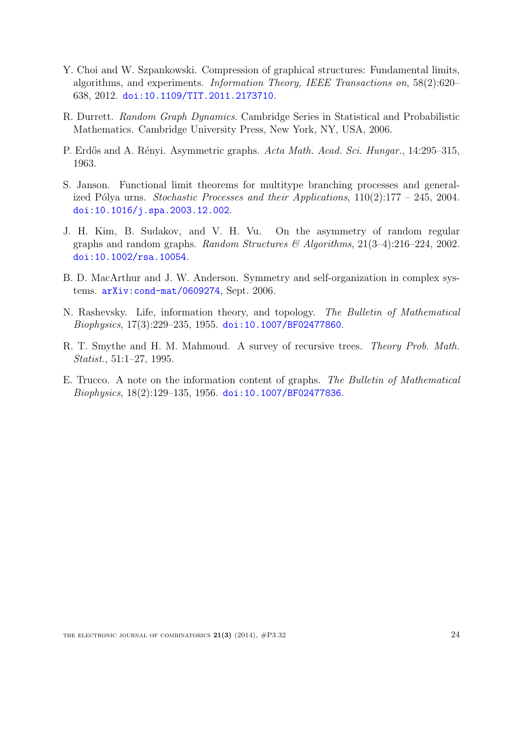Y. Choi and W. Szpankowski. Compression of graphical structures: Fundamental limits, algorithms, and experiments. *Information Theory, IEEE Transactions on*, 58(2):620–638, 2012. doi:10.1109/TIT.2011.2173710.

R. Durrett. *Random Graph Dynamics*. Cambridge Series in Statistical and Probabilistic Mathematics. Cambridge University Press, New York, NY, USA, 2006.

P. Erdős and A. Rényi. Asymmetric graphs. *Acta Math. Acad. Sci. Hungar.*, 14:295–315, 1963.

S. Janson. Functional limit theorems for multitype branching processes and generalized Pólya urns. *Stochastic Processes and their Applications*, 110(2):177 – 245, 2004. doi:10.1016/j.spa.2003.12.002.

J. H. Kim, B. Sudakov, and V. H. Vu. On the asymmetry of random regular graphs and random graphs. *Random Structures & Algorithms*, 21(3–4):216–224, 2002. doi:10.1002/rsa.10054.

B. D. MacArthur and J. W. Anderson. Symmetry and self-organization in complex systems. arXiv:cond-mat/0609274, Sept. 2006.

N. Rashevsky. Life, information theory, and topology. *The Bulletin of Mathematical Biophysics*, 17(3):229–235, 1955. doi:10.1007/BF02477860.

R. T. Smythe and H. M. Mahmoud. A survey of recursive trees. *Theory Prob. Math. Statist.*, 51:1–27, 1995.

E. Trucco. A note on the information content of graphs. *The Bulletin of Mathematical Biophysics*, 18(2):129–135, 1956. doi:10.1007/BF02477836.